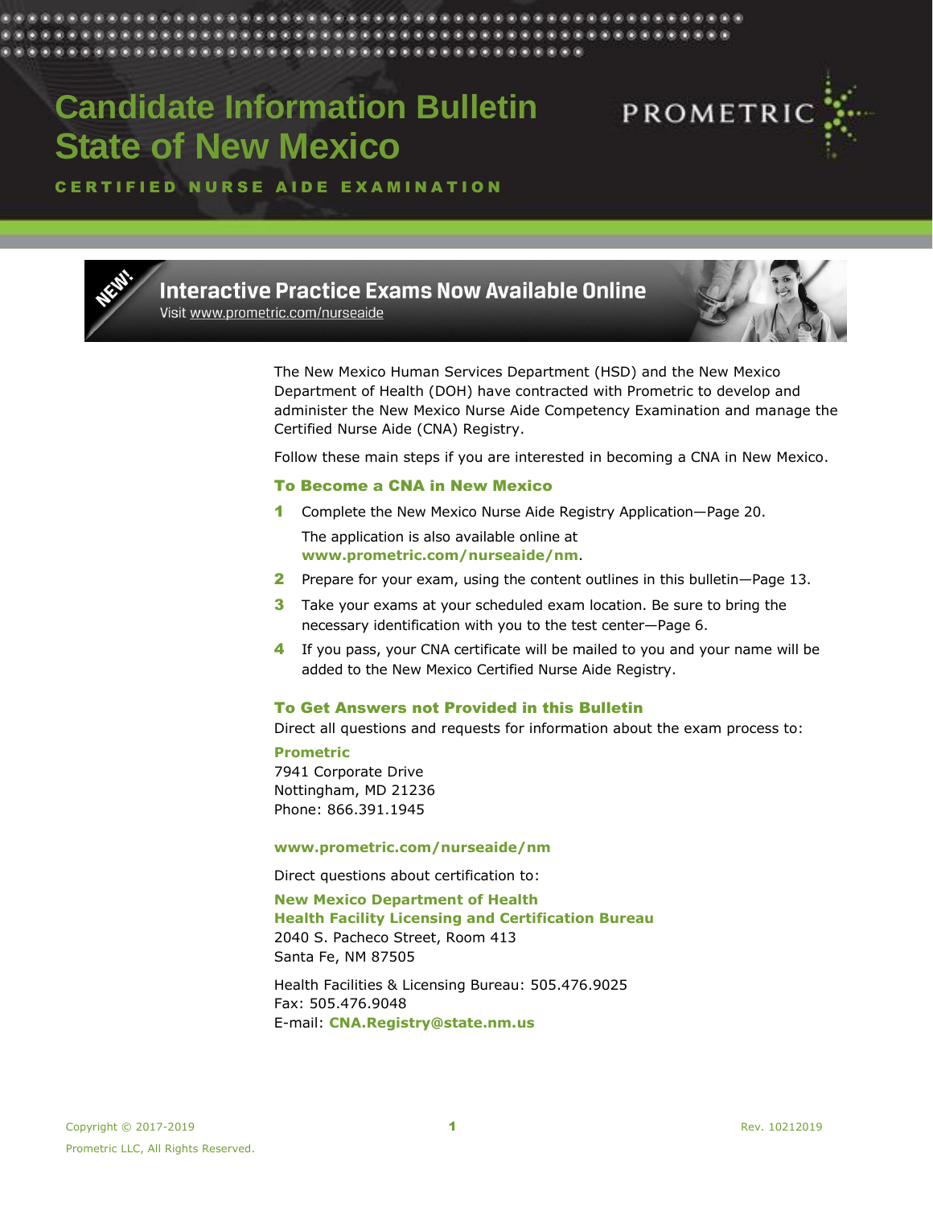# Candidate Information Bulletin
# State of New Mexico

**CERTIFIED NURSE AIDE EXAMINATION**

PROMETRIC

**NEW!** Interactive Practice Exams Now Available Online
Visit www.prometric.com/nurseaide

The New Mexico Human Services Department (HSD) and the New Mexico Department of Health (DOH) have contracted with Prometric to develop and administer the New Mexico Nurse Aide Competency Examination and manage the Certified Nurse Aide (CNA) Registry.

Follow these main steps if you are interested in becoming a CNA in New Mexico.

## To Become a CNA in New Mexico

1. Complete the New Mexico Nurse Aide Registry Application—Page 20.

   The application is also available online at **www.prometric.com/nurseaide/nm**.
2. Prepare for your exam, using the content outlines in this bulletin—Page 13.
3. Take your exams at your scheduled exam location. Be sure to bring the necessary identification with you to the test center—Page 6.
4. If you pass, your CNA certificate will be mailed to you and your name will be added to the New Mexico Certified Nurse Aide Registry.

## To Get Answers not Provided in this Bulletin

Direct all questions and requests for information about the exam process to:

**Prometric**
7941 Corporate Drive
Nottingham, MD 21236
Phone: 866.391.1945

**www.prometric.com/nurseaide/nm**

Direct questions about certification to:

**New Mexico Department of Health**
**Health Facility Licensing and Certification Bureau**
2040 S. Pacheco Street, Room 413
Santa Fe, NM 87505

Health Facilities & Licensing Bureau: 505.476.9025
Fax: 505.476.9048
E-mail: **CNA.Registry@state.nm.us**

Copyright © 2017-2019
Prometric LLC, All Rights Reserved.

Rev. 10212019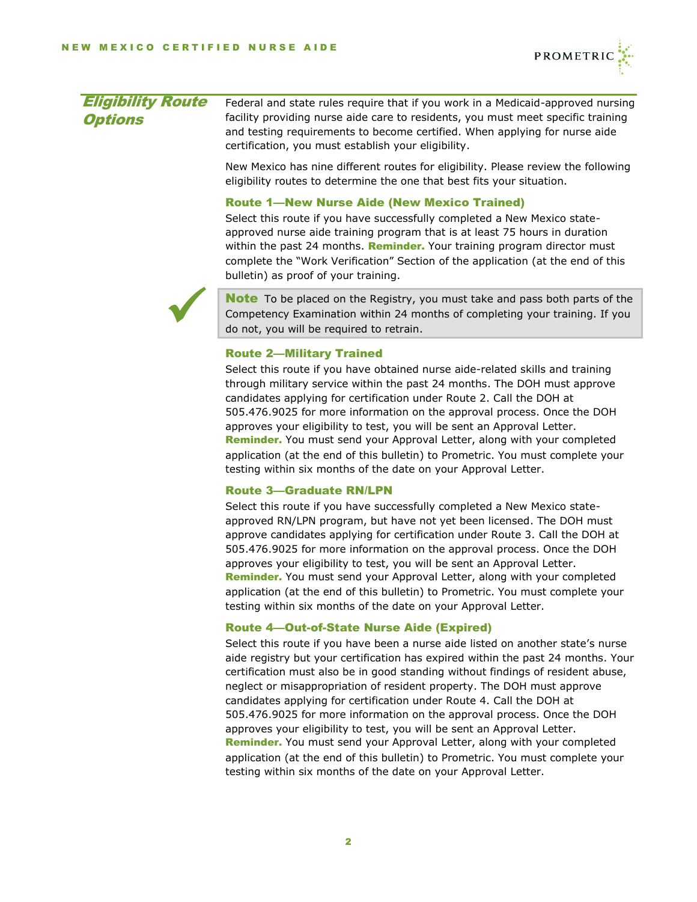## Eligibility Route Options

Federal and state rules require that if you work in a Medicaid-approved nursing facility providing nurse aide care to residents, you must meet specific training and testing requirements to become certified. When applying for nurse aide certification, you must establish your eligibility.

New Mexico has nine different routes for eligibility. Please review the following eligibility routes to determine the one that best fits your situation.

### Route 1—New Nurse Aide (New Mexico Trained)

Select this route if you have successfully completed a New Mexico state-approved nurse aide training program that is at least 75 hours in duration within the past 24 months. **Reminder.** Your training program director must complete the "Work Verification" Section of the application (at the end of this bulletin) as proof of your training.

> **Note** To be placed on the Registry, you must take and pass both parts of the Competency Examination within 24 months of completing your training. If you do not, you will be required to retrain.

### Route 2—Military Trained

Select this route if you have obtained nurse aide-related skills and training through military service within the past 24 months. The DOH must approve candidates applying for certification under Route 2. Call the DOH at 505.476.9025 for more information on the approval process. Once the DOH approves your eligibility to test, you will be sent an Approval Letter. **Reminder.** You must send your Approval Letter, along with your completed application (at the end of this bulletin) to Prometric. You must complete your testing within six months of the date on your Approval Letter.

### Route 3—Graduate RN/LPN

Select this route if you have successfully completed a New Mexico state-approved RN/LPN program, but have not yet been licensed. The DOH must approve candidates applying for certification under Route 3. Call the DOH at 505.476.9025 for more information on the approval process. Once the DOH approves your eligibility to test, you will be sent an Approval Letter. **Reminder.** You must send your Approval Letter, along with your completed application (at the end of this bulletin) to Prometric. You must complete your testing within six months of the date on your Approval Letter.

### Route 4—Out-of-State Nurse Aide (Expired)

Select this route if you have been a nurse aide listed on another state's nurse aide registry but your certification has expired within the past 24 months. Your certification must also be in good standing without findings of resident abuse, neglect or misappropriation of resident property. The DOH must approve candidates applying for certification under Route 4. Call the DOH at 505.476.9025 for more information on the approval process. Once the DOH approves your eligibility to test, you will be sent an Approval Letter. **Reminder.** You must send your Approval Letter, along with your completed application (at the end of this bulletin) to Prometric. You must complete your testing within six months of the date on your Approval Letter.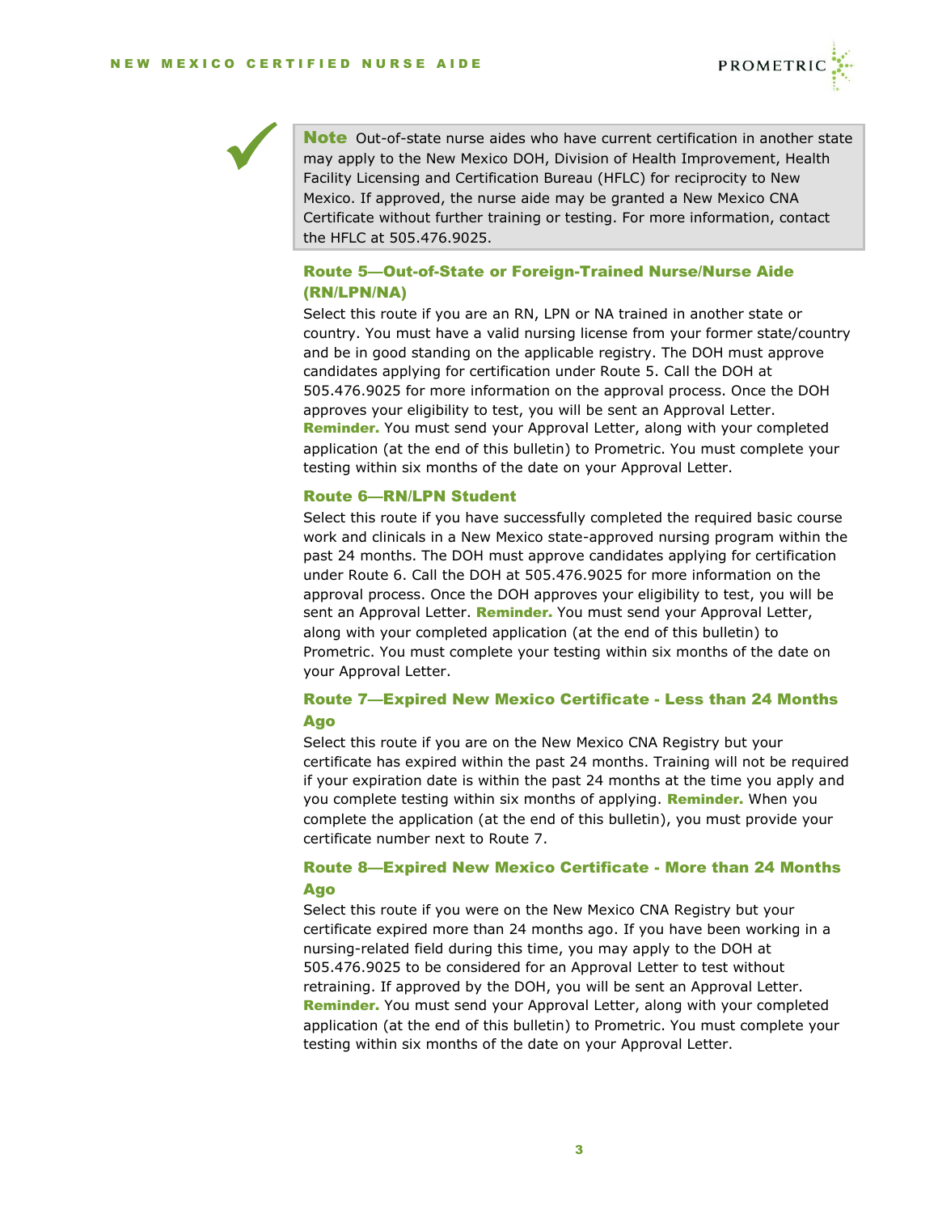> **Note** Out-of-state nurse aides who have current certification in another state may apply to the New Mexico DOH, Division of Health Improvement, Health Facility Licensing and Certification Bureau (HFLC) for reciprocity to New Mexico. If approved, the nurse aide may be granted a New Mexico CNA Certificate without further training or testing. For more information, contact the HFLC at 505.476.9025.

### Route 5—Out-of-State or Foreign-Trained Nurse/Nurse Aide (RN/LPN/NA)

Select this route if you are an RN, LPN or NA trained in another state or country. You must have a valid nursing license from your former state/country and be in good standing on the applicable registry. The DOH must approve candidates applying for certification under Route 5. Call the DOH at 505.476.9025 for more information on the approval process. Once the DOH approves your eligibility to test, you will be sent an Approval Letter. **Reminder.** You must send your Approval Letter, along with your completed application (at the end of this bulletin) to Prometric. You must complete your testing within six months of the date on your Approval Letter.

### Route 6—RN/LPN Student

Select this route if you have successfully completed the required basic course work and clinicals in a New Mexico state-approved nursing program within the past 24 months. The DOH must approve candidates applying for certification under Route 6. Call the DOH at 505.476.9025 for more information on the approval process. Once the DOH approves your eligibility to test, you will be sent an Approval Letter. **Reminder.** You must send your Approval Letter, along with your completed application (at the end of this bulletin) to Prometric. You must complete your testing within six months of the date on your Approval Letter.

### Route 7—Expired New Mexico Certificate - Less than 24 Months Ago

Select this route if you are on the New Mexico CNA Registry but your certificate has expired within the past 24 months. Training will not be required if your expiration date is within the past 24 months at the time you apply and you complete testing within six months of applying. **Reminder.** When you complete the application (at the end of this bulletin), you must provide your certificate number next to Route 7.

### Route 8—Expired New Mexico Certificate - More than 24 Months Ago

Select this route if you were on the New Mexico CNA Registry but your certificate expired more than 24 months ago. If you have been working in a nursing-related field during this time, you may apply to the DOH at 505.476.9025 to be considered for an Approval Letter to test without retraining. If approved by the DOH, you will be sent an Approval Letter. **Reminder.** You must send your Approval Letter, along with your completed application (at the end of this bulletin) to Prometric. You must complete your testing within six months of the date on your Approval Letter.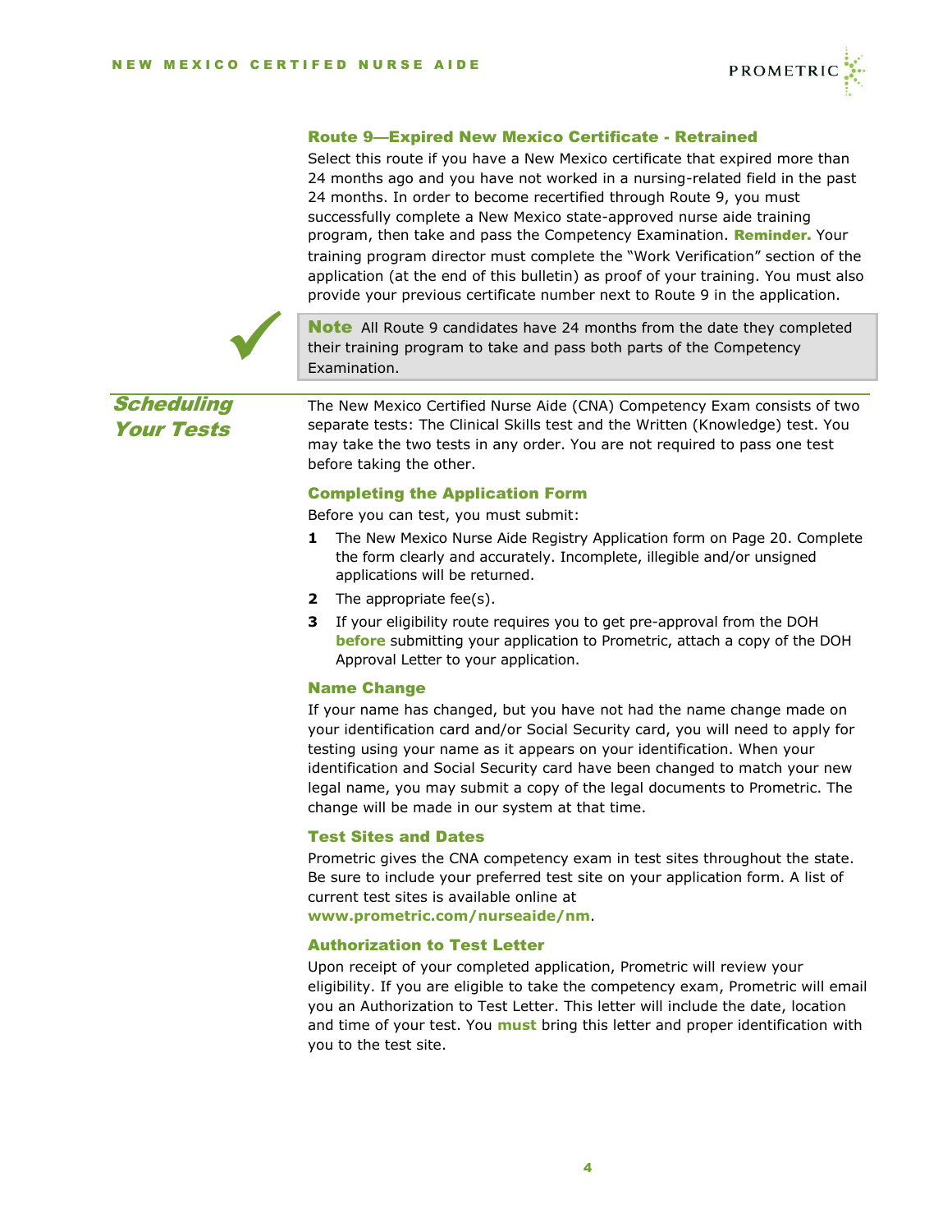### Route 9—Expired New Mexico Certificate - Retrained

Select this route if you have a New Mexico certificate that expired more than 24 months ago and you have not worked in a nursing-related field in the past 24 months. In order to become recertified through Route 9, you must successfully complete a New Mexico state-approved nurse aide training program, then take and pass the Competency Examination. **Reminder.** Your training program director must complete the "Work Verification" section of the application (at the end of this bulletin) as proof of your training. You must also provide your previous certificate number next to Route 9 in the application.

> **Note** All Route 9 candidates have 24 months from the date they completed their training program to take and pass both parts of the Competency Examination.

## Scheduling Your Tests

The New Mexico Certified Nurse Aide (CNA) Competency Exam consists of two separate tests: The Clinical Skills test and the Written (Knowledge) test. You may take the two tests in any order. You are not required to pass one test before taking the other.

### Completing the Application Form

Before you can test, you must submit:

1. The New Mexico Nurse Aide Registry Application form on Page 20. Complete the form clearly and accurately. Incomplete, illegible and/or unsigned applications will be returned.
2. The appropriate fee(s).
3. If your eligibility route requires you to get pre-approval from the DOH **before** submitting your application to Prometric, attach a copy of the DOH Approval Letter to your application.

### Name Change

If your name has changed, but you have not had the name change made on your identification card and/or Social Security card, you will need to apply for testing using your name as it appears on your identification. When your identification and Social Security card have been changed to match your new legal name, you may submit a copy of the legal documents to Prometric. The change will be made in our system at that time.

### Test Sites and Dates

Prometric gives the CNA competency exam in test sites throughout the state. Be sure to include your preferred test site on your application form. A list of current test sites is available online at **www.prometric.com/nurseaide/nm**.

### Authorization to Test Letter

Upon receipt of your completed application, Prometric will review your eligibility. If you are eligible to take the competency exam, Prometric will email you an Authorization to Test Letter. This letter will include the date, location and time of your test. You **must** bring this letter and proper identification with you to the test site.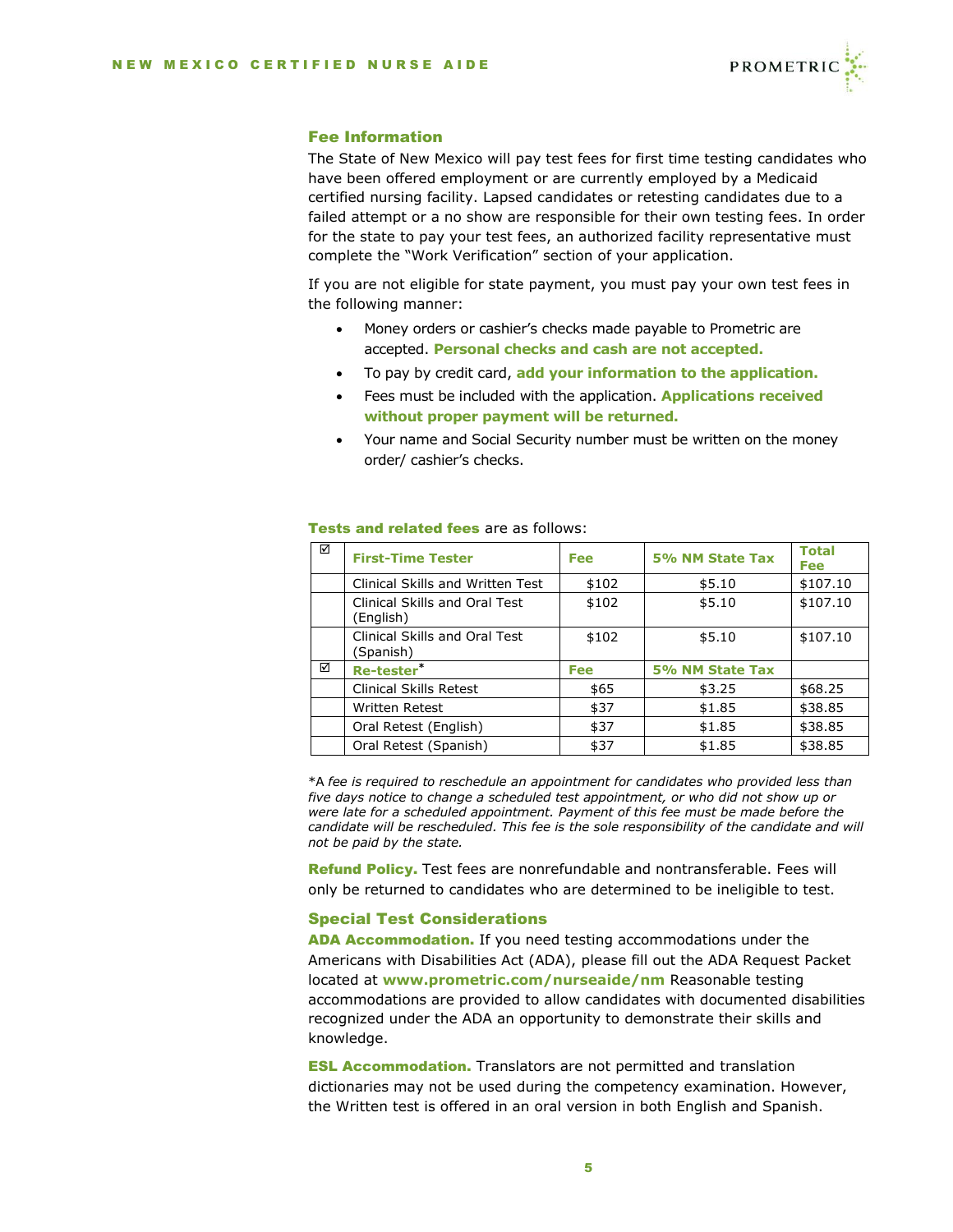## Fee Information

The State of New Mexico will pay test fees for first time testing candidates who have been offered employment or are currently employed by a Medicaid certified nursing facility. Lapsed candidates or retesting candidates due to a failed attempt or a no show are responsible for their own testing fees. In order for the state to pay your test fees, an authorized facility representative must complete the "Work Verification" section of your application.

If you are not eligible for state payment, you must pay your own test fees in the following manner:

- Money orders or cashier's checks made payable to Prometric are accepted. **Personal checks and cash are not accepted.**
- To pay by credit card, **add your information to the application.**
- Fees must be included with the application. **Applications received without proper payment will be returned.**
- Your name and Social Security number must be written on the money order/ cashier's checks.

**Tests and related fees** are as follows:

| ☑ | **First-Time Tester** | **Fee** | **5% NM State Tax** | **Total Fee** |
|---|---|---|---|---|
| | Clinical Skills and Written Test | $102 | $5.10 | $107.10 |
| | Clinical Skills and Oral Test (English) | $102 | $5.10 | $107.10 |
| | Clinical Skills and Oral Test (Spanish) | $102 | $5.10 | $107.10 |
| ☑ | **Re-tester*** | **Fee** | **5% NM State Tax** | |
| | Clinical Skills Retest | $65 | $3.25 | $68.25 |
| | Written Retest | $37 | $1.85 | $38.85 |
| | Oral Retest (English) | $37 | $1.85 | $38.85 |
| | Oral Retest (Spanish) | $37 | $1.85 | $38.85 |

*A *fee is required to reschedule an appointment for candidates who provided less than five days notice to change a scheduled test appointment, or who did not show up or were late for a scheduled appointment. Payment of this fee must be made before the candidate will be rescheduled. This fee is the sole responsibility of the candidate and will not be paid by the state.*

**Refund Policy.** Test fees are nonrefundable and nontransferable. Fees will only be returned to candidates who are determined to be ineligible to test.

## Special Test Considerations

**ADA Accommodation.** If you need testing accommodations under the Americans with Disabilities Act (ADA), please fill out the ADA Request Packet located at **www.prometric.com/nurseaide/nm** Reasonable testing accommodations are provided to allow candidates with documented disabilities recognized under the ADA an opportunity to demonstrate their skills and knowledge.

**ESL Accommodation.** Translators are not permitted and translation dictionaries may not be used during the competency examination. However, the Written test is offered in an oral version in both English and Spanish.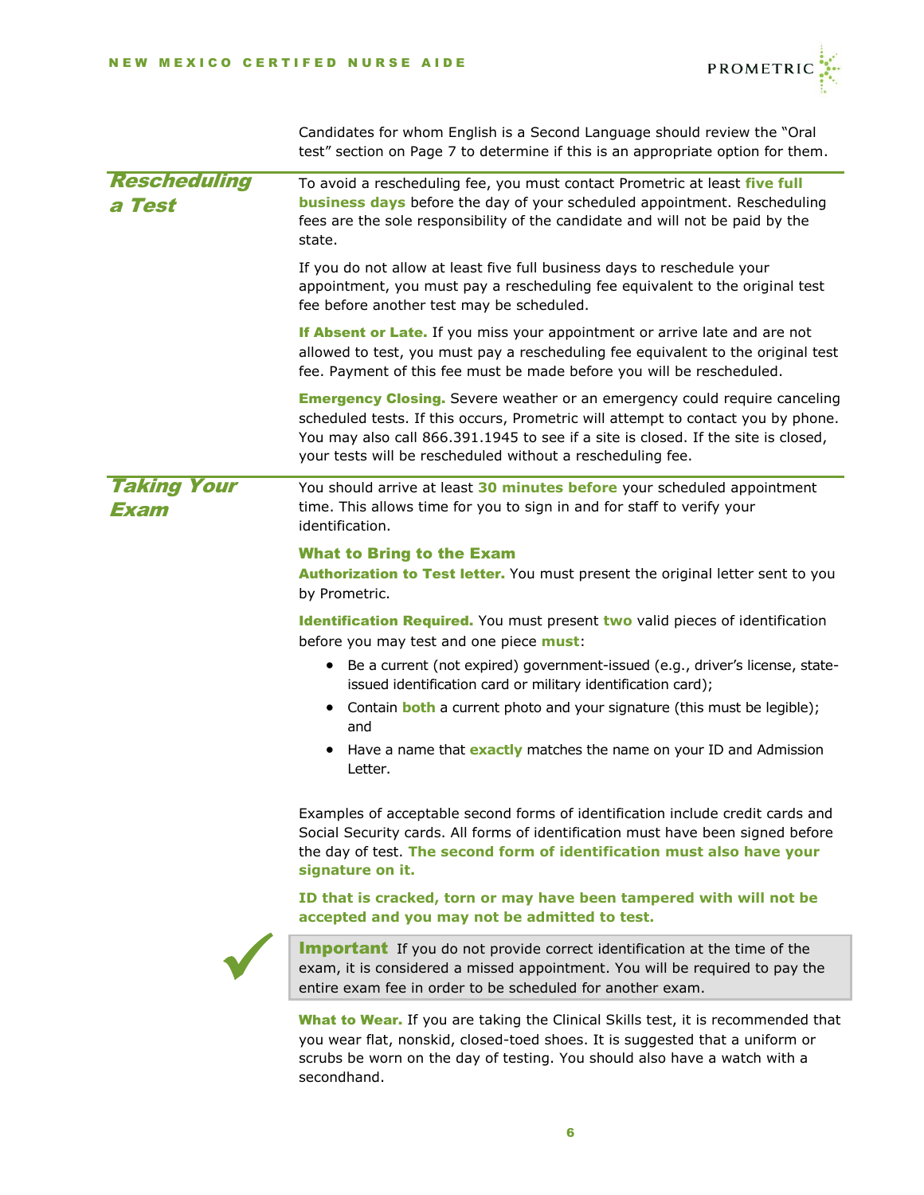Candidates for whom English is a Second Language should review the "Oral test" section on Page 7 to determine if this is an appropriate option for them.

## Rescheduling a Test

To avoid a rescheduling fee, you must contact Prometric at least **five full business days** before the day of your scheduled appointment. Rescheduling fees are the sole responsibility of the candidate and will not be paid by the state.

If you do not allow at least five full business days to reschedule your appointment, you must pay a rescheduling fee equivalent to the original test fee before another test may be scheduled.

**If Absent or Late.** If you miss your appointment or arrive late and are not allowed to test, you must pay a rescheduling fee equivalent to the original test fee. Payment of this fee must be made before you will be rescheduled.

**Emergency Closing.** Severe weather or an emergency could require canceling scheduled tests. If this occurs, Prometric will attempt to contact you by phone. You may also call 866.391.1945 to see if a site is closed. If the site is closed, your tests will be rescheduled without a rescheduling fee.

## Taking Your Exam

You should arrive at least **30 minutes before** your scheduled appointment time. This allows time for you to sign in and for staff to verify your identification.

### What to Bring to the Exam

**Authorization to Test letter.** You must present the original letter sent to you by Prometric.

**Identification Required.** You must present **two** valid pieces of identification before you may test and one piece **must**:

- Be a current (not expired) government-issued (e.g., driver's license, state-issued identification card or military identification card);
- Contain **both** a current photo and your signature (this must be legible); and
- Have a name that **exactly** matches the name on your ID and Admission Letter.

Examples of acceptable second forms of identification include credit cards and Social Security cards. All forms of identification must have been signed before the day of test. **The second form of identification must also have your signature on it.**

**ID that is cracked, torn or may have been tampered with will not be accepted and you may not be admitted to test.**

> **Important** If you do not provide correct identification at the time of the exam, it is considered a missed appointment. You will be required to pay the entire exam fee in order to be scheduled for another exam.

**What to Wear.** If you are taking the Clinical Skills test, it is recommended that you wear flat, nonskid, closed-toed shoes. It is suggested that a uniform or scrubs be worn on the day of testing. You should also have a watch with a secondhand.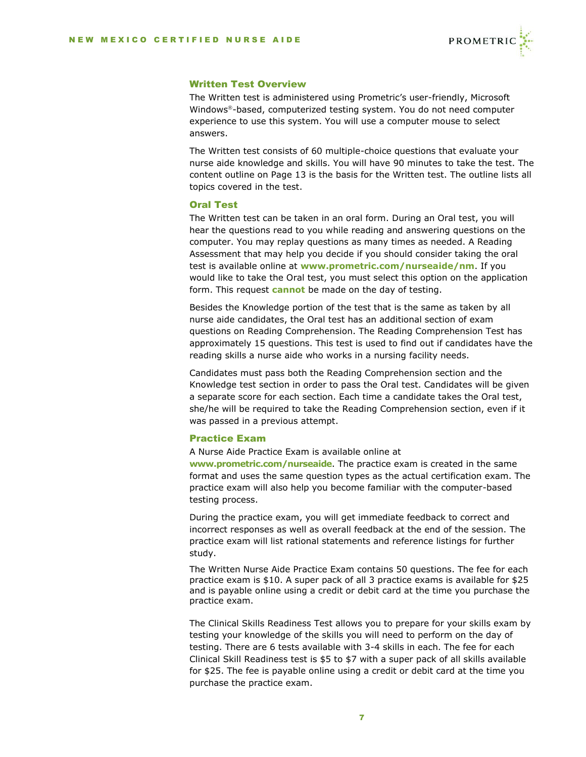### Written Test Overview

The Written test is administered using Prometric's user-friendly, Microsoft Windows®-based, computerized testing system. You do not need computer experience to use this system. You will use a computer mouse to select answers.

The Written test consists of 60 multiple-choice questions that evaluate your nurse aide knowledge and skills. You will have 90 minutes to take the test. The content outline on Page 13 is the basis for the Written test. The outline lists all topics covered in the test.

### Oral Test

The Written test can be taken in an oral form. During an Oral test, you will hear the questions read to you while reading and answering questions on the computer. You may replay questions as many times as needed. A Reading Assessment that may help you decide if you should consider taking the oral test is available online at **www.prometric.com/nurseaide/nm**. If you would like to take the Oral test, you must select this option on the application form. This request **cannot** be made on the day of testing.

Besides the Knowledge portion of the test that is the same as taken by all nurse aide candidates, the Oral test has an additional section of exam questions on Reading Comprehension. The Reading Comprehension Test has approximately 15 questions. This test is used to find out if candidates have the reading skills a nurse aide who works in a nursing facility needs.

Candidates must pass both the Reading Comprehension section and the Knowledge test section in order to pass the Oral test. Candidates will be given a separate score for each section. Each time a candidate takes the Oral test, she/he will be required to take the Reading Comprehension section, even if it was passed in a previous attempt.

### Practice Exam

A Nurse Aide Practice Exam is available online at **www.prometric.com/nurseaide**. The practice exam is created in the same format and uses the same question types as the actual certification exam. The practice exam will also help you become familiar with the computer-based testing process.

During the practice exam, you will get immediate feedback to correct and incorrect responses as well as overall feedback at the end of the session. The practice exam will list rational statements and reference listings for further study.

The Written Nurse Aide Practice Exam contains 50 questions. The fee for each practice exam is $10. A super pack of all 3 practice exams is available for $25 and is payable online using a credit or debit card at the time you purchase the practice exam.

The Clinical Skills Readiness Test allows you to prepare for your skills exam by testing your knowledge of the skills you will need to perform on the day of testing. There are 6 tests available with 3-4 skills in each. The fee for each Clinical Skill Readiness test is $5 to $7 with a super pack of all skills available for $25. The fee is payable online using a credit or debit card at the time you purchase the practice exam.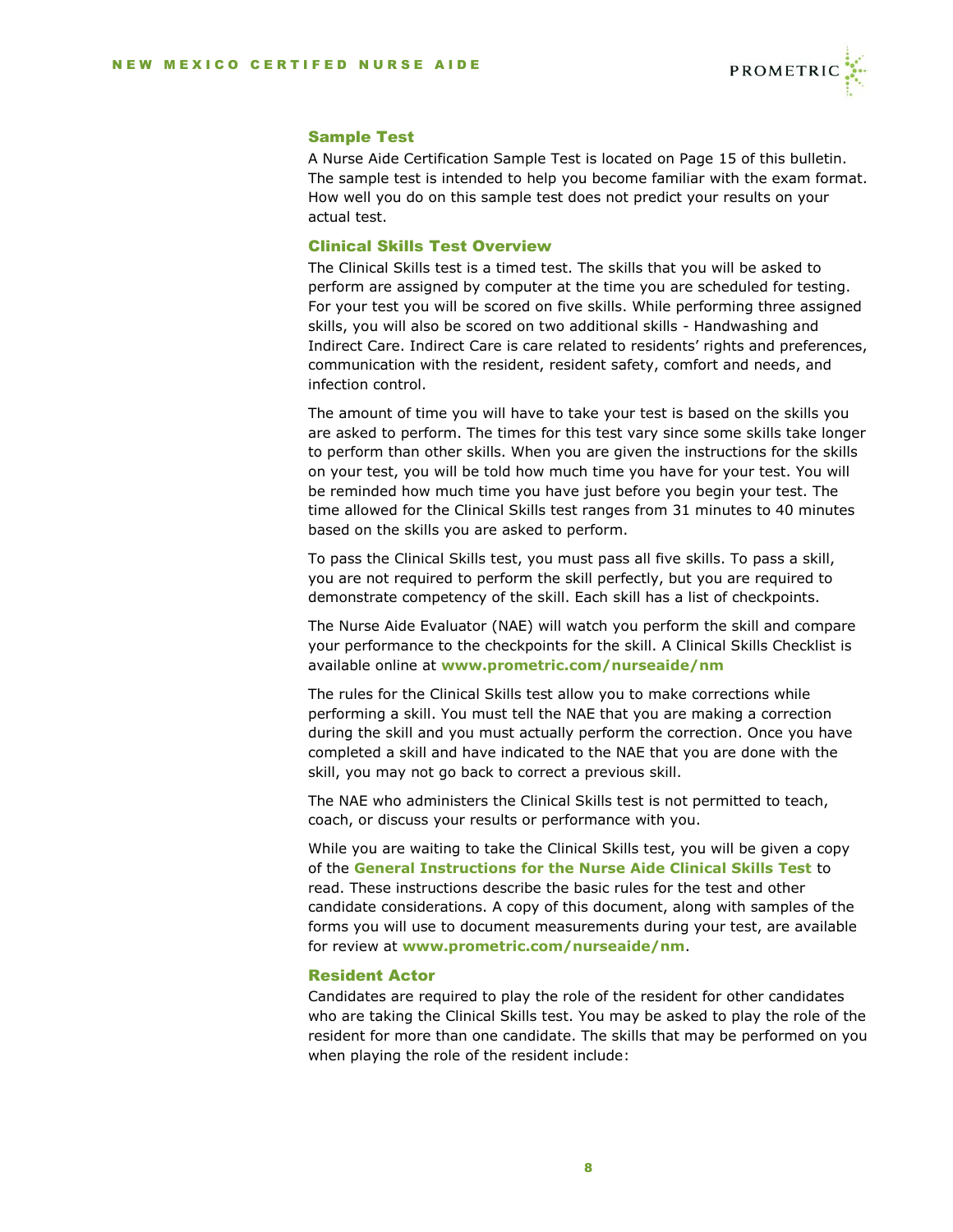## Sample Test

A Nurse Aide Certification Sample Test is located on Page 15 of this bulletin. The sample test is intended to help you become familiar with the exam format. How well you do on this sample test does not predict your results on your actual test.

## Clinical Skills Test Overview

The Clinical Skills test is a timed test. The skills that you will be asked to perform are assigned by computer at the time you are scheduled for testing. For your test you will be scored on five skills. While performing three assigned skills, you will also be scored on two additional skills - Handwashing and Indirect Care. Indirect Care is care related to residents' rights and preferences, communication with the resident, resident safety, comfort and needs, and infection control.

The amount of time you will have to take your test is based on the skills you are asked to perform. The times for this test vary since some skills take longer to perform than other skills. When you are given the instructions for the skills on your test, you will be told how much time you have for your test. You will be reminded how much time you have just before you begin your test. The time allowed for the Clinical Skills test ranges from 31 minutes to 40 minutes based on the skills you are asked to perform.

To pass the Clinical Skills test, you must pass all five skills. To pass a skill, you are not required to perform the skill perfectly, but you are required to demonstrate competency of the skill. Each skill has a list of checkpoints.

The Nurse Aide Evaluator (NAE) will watch you perform the skill and compare your performance to the checkpoints for the skill. A Clinical Skills Checklist is available online at **www.prometric.com/nurseaide/nm**

The rules for the Clinical Skills test allow you to make corrections while performing a skill. You must tell the NAE that you are making a correction during the skill and you must actually perform the correction. Once you have completed a skill and have indicated to the NAE that you are done with the skill, you may not go back to correct a previous skill.

The NAE who administers the Clinical Skills test is not permitted to teach, coach, or discuss your results or performance with you.

While you are waiting to take the Clinical Skills test, you will be given a copy of the **General Instructions for the Nurse Aide Clinical Skills Test** to read. These instructions describe the basic rules for the test and other candidate considerations. A copy of this document, along with samples of the forms you will use to document measurements during your test, are available for review at **www.prometric.com/nurseaide/nm**.

## Resident Actor

Candidates are required to play the role of the resident for other candidates who are taking the Clinical Skills test. You may be asked to play the role of the resident for more than one candidate. The skills that may be performed on you when playing the role of the resident include: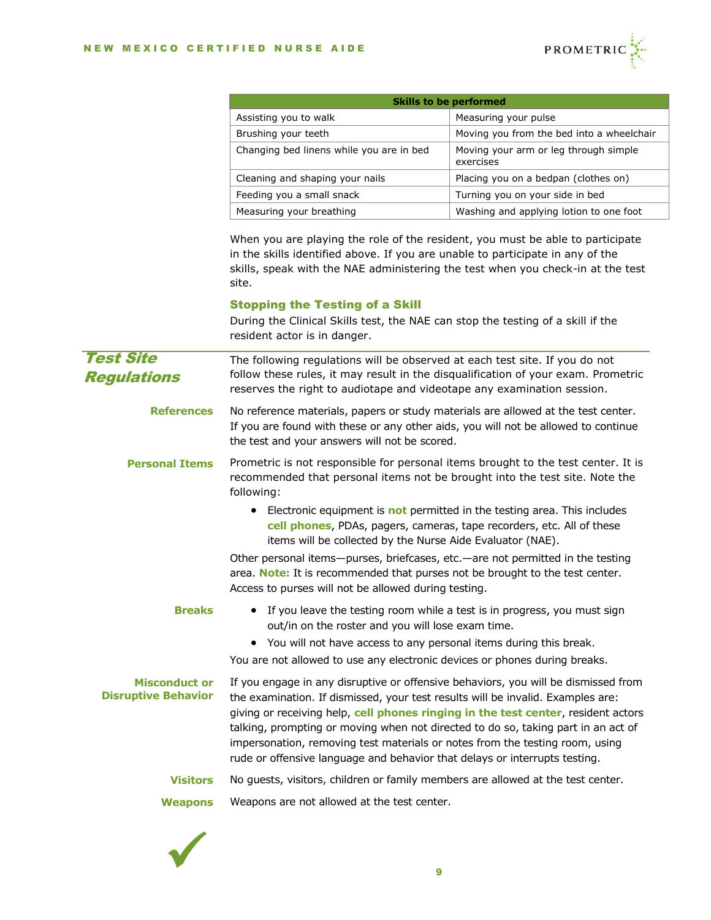| Skills to be performed | |
|---|---|
| Assisting you to walk | Measuring your pulse |
| Brushing your teeth | Moving you from the bed into a wheelchair |
| Changing bed linens while you are in bed | Moving your arm or leg through simple exercises |
| Cleaning and shaping your nails | Placing you on a bedpan (clothes on) |
| Feeding you a small snack | Turning you on your side in bed |
| Measuring your breathing | Washing and applying lotion to one foot |

When you are playing the role of the resident, you must be able to participate in the skills identified above. If you are unable to participate in any of the skills, speak with the NAE administering the test when you check-in at the test site.

### Stopping the Testing of a Skill

During the Clinical Skills test, the NAE can stop the testing of a skill if the resident actor is in danger.

## Test Site Regulations

The following regulations will be observed at each test site. If you do not follow these rules, it may result in the disqualification of your exam. Prometric reserves the right to audiotape and videotape any examination session.

**References**

No reference materials, papers or study materials are allowed at the test center. If you are found with these or any other aids, you will not be allowed to continue the test and your answers will not be scored.

**Personal Items**

Prometric is not responsible for personal items brought to the test center. It is recommended that personal items not be brought into the test site. Note the following:

- Electronic equipment is **not** permitted in the testing area. This includes **cell phones**, PDAs, pagers, cameras, tape recorders, etc. All of these items will be collected by the Nurse Aide Evaluator (NAE).

Other personal items—purses, briefcases, etc.—are not permitted in the testing area. **Note:** It is recommended that purses not be brought to the test center. Access to purses will not be allowed during testing.

**Breaks**

- If you leave the testing room while a test is in progress, you must sign out/in on the roster and you will lose exam time.
- You will not have access to any personal items during this break.

You are not allowed to use any electronic devices or phones during breaks.

**Misconduct or Disruptive Behavior**

If you engage in any disruptive or offensive behaviors, you will be dismissed from the examination. If dismissed, your test results will be invalid. Examples are: giving or receiving help, **cell phones ringing in the test center**, resident actors talking, prompting or moving when not directed to do so, taking part in an act of impersonation, removing test materials or notes from the testing room, using rude or offensive language and behavior that delays or interrupts testing.

**Visitors**

No guests, visitors, children or family members are allowed at the test center.

**Weapons**

Weapons are not allowed at the test center.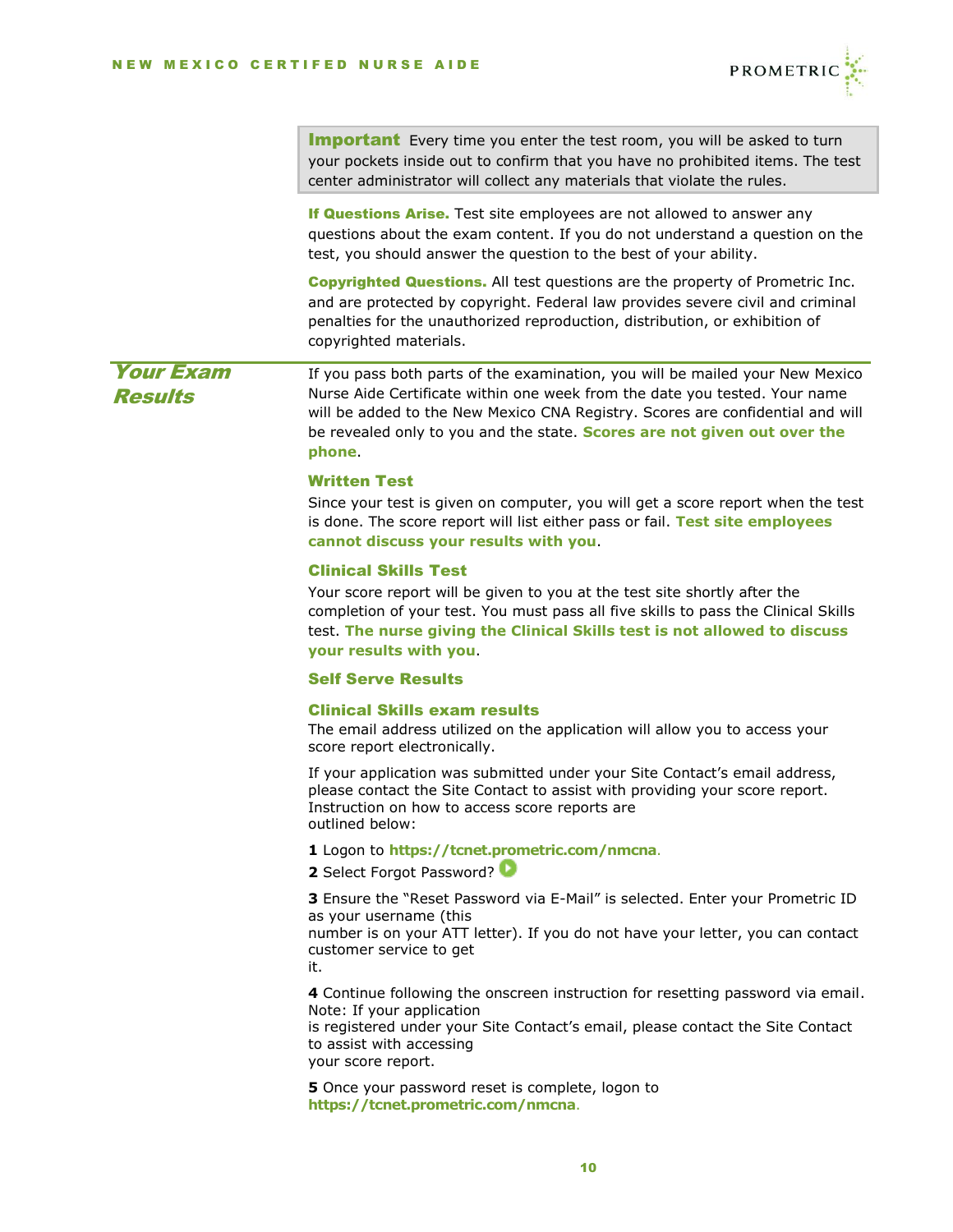**Important** Every time you enter the test room, you will be asked to turn your pockets inside out to confirm that you have no prohibited items. The test center administrator will collect any materials that violate the rules.

**If Questions Arise.** Test site employees are not allowed to answer any questions about the exam content. If you do not understand a question on the test, you should answer the question to the best of your ability.

**Copyrighted Questions.** All test questions are the property of Prometric Inc. and are protected by copyright. Federal law provides severe civil and criminal penalties for the unauthorized reproduction, distribution, or exhibition of copyrighted materials.

## Your Exam Results

If you pass both parts of the examination, you will be mailed your New Mexico Nurse Aide Certificate within one week from the date you tested. Your name will be added to the New Mexico CNA Registry. Scores are confidential and will be revealed only to you and the state. **Scores are not given out over the phone**.

### Written Test

Since your test is given on computer, you will get a score report when the test is done. The score report will list either pass or fail. **Test site employees cannot discuss your results with you**.

### Clinical Skills Test

Your score report will be given to you at the test site shortly after the completion of your test. You must pass all five skills to pass the Clinical Skills test. **The nurse giving the Clinical Skills test is not allowed to discuss your results with you**.

### Self Serve Results

### Clinical Skills exam results

The email address utilized on the application will allow you to access your score report electronically.

If your application was submitted under your Site Contact's email address, please contact the Site Contact to assist with providing your score report. Instruction on how to access score reports are outlined below:

**1** Logon to **https://tcnet.prometric.com/nmcna**.

**2** Select Forgot Password?

**3** Ensure the "Reset Password via E-Mail" is selected. Enter your Prometric ID as your username (this number is on your ATT letter). If you do not have your letter, you can contact customer service to get it.

**4** Continue following the onscreen instruction for resetting password via email. Note: If your application is registered under your Site Contact's email, please contact the Site Contact to assist with accessing your score report.

**5** Once your password reset is complete, logon to **https://tcnet.prometric.com/nmcna**.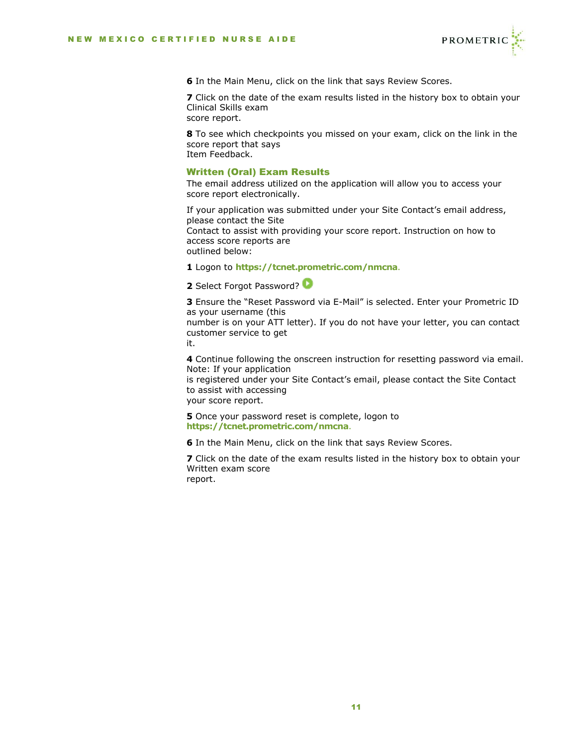**6** In the Main Menu, click on the link that says Review Scores.

**7** Click on the date of the exam results listed in the history box to obtain your Clinical Skills exam score report.

**8** To see which checkpoints you missed on your exam, click on the link in the score report that says Item Feedback.

### Written (Oral) Exam Results

The email address utilized on the application will allow you to access your score report electronically.

If your application was submitted under your Site Contact's email address, please contact the Site Contact to assist with providing your score report. Instruction on how to access score reports are outlined below:

**1** Logon to **https://tcnet.prometric.com/nmcna**.

**2** Select Forgot Password?

**3** Ensure the "Reset Password via E-Mail" is selected. Enter your Prometric ID as your username (this number is on your ATT letter). If you do not have your letter, you can contact customer service to get it.

**4** Continue following the onscreen instruction for resetting password via email. Note: If your application is registered under your Site Contact's email, please contact the Site Contact to assist with accessing your score report.

**5** Once your password reset is complete, logon to **https://tcnet.prometric.com/nmcna**.

**6** In the Main Menu, click on the link that says Review Scores.

**7** Click on the date of the exam results listed in the history box to obtain your Written exam score report.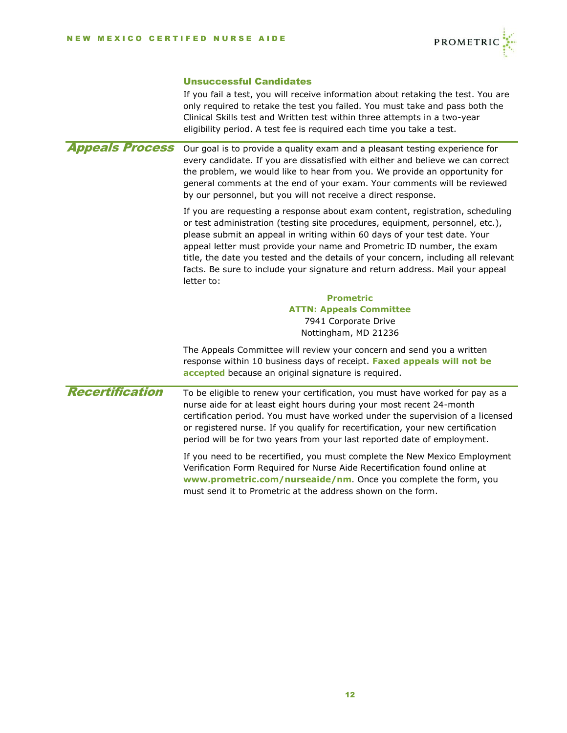### Unsuccessful Candidates

If you fail a test, you will receive information about retaking the test. You are only required to retake the test you failed. You must take and pass both the Clinical Skills test and Written test within three attempts in a two-year eligibility period. A test fee is required each time you take a test.

## Appeals Process

Our goal is to provide a quality exam and a pleasant testing experience for every candidate. If you are dissatisfied with either and believe we can correct the problem, we would like to hear from you. We provide an opportunity for general comments at the end of your exam. Your comments will be reviewed by our personnel, but you will not receive a direct response.

If you are requesting a response about exam content, registration, scheduling or test administration (testing site procedures, equipment, personnel, etc.), please submit an appeal in writing within 60 days of your test date. Your appeal letter must provide your name and Prometric ID number, the exam title, the date you tested and the details of your concern, including all relevant facts. Be sure to include your signature and return address. Mail your appeal letter to:

**Prometric**
**ATTN: Appeals Committee**
7941 Corporate Drive
Nottingham, MD 21236

The Appeals Committee will review your concern and send you a written response within 10 business days of receipt. **Faxed appeals will not be accepted** because an original signature is required.

## Recertification

To be eligible to renew your certification, you must have worked for pay as a nurse aide for at least eight hours during your most recent 24-month certification period. You must have worked under the supervision of a licensed or registered nurse. If you qualify for recertification, your new certification period will be for two years from your last reported date of employment.

If you need to be recertified, you must complete the New Mexico Employment Verification Form Required for Nurse Aide Recertification found online at **www.prometric.com/nurseaide/nm**. Once you complete the form, you must send it to Prometric at the address shown on the form.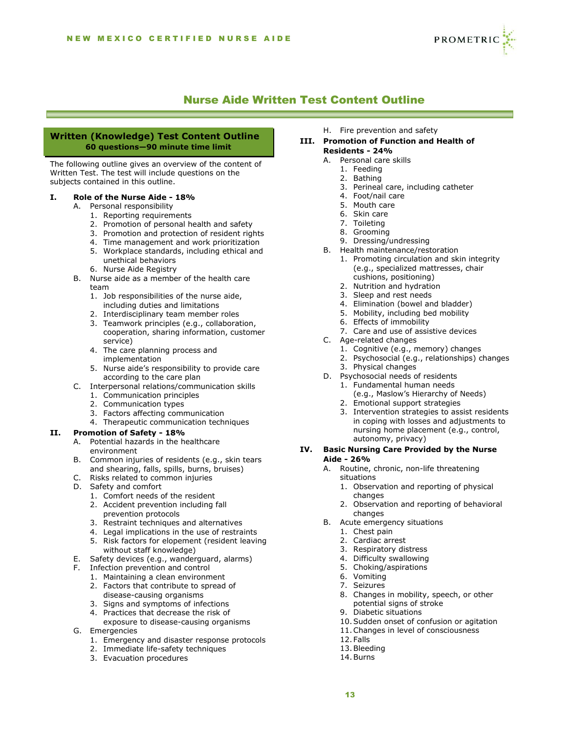# Nurse Aide Written Test Content Outline

## Written (Knowledge) Test Content Outline

**60 questions—90 minute time limit**

The following outline gives an overview of the content of Written Test. The test will include questions on the subjects contained in this outline.

**I. Role of the Nurse Aide - 18%**

- A. Personal responsibility
  1. Reporting requirements
  2. Promotion of personal health and safety
  3. Promotion and protection of resident rights
  4. Time management and work prioritization
  5. Workplace standards, including ethical and unethical behaviors
  6. Nurse Aide Registry
- B. Nurse aide as a member of the health care team
  1. Job responsibilities of the nurse aide, including duties and limitations
  2. Interdisciplinary team member roles
  3. Teamwork principles (e.g., collaboration, cooperation, sharing information, customer service)
  4. The care planning process and implementation
  5. Nurse aide's responsibility to provide care according to the care plan
- C. Interpersonal relations/communication skills
  1. Communication principles
  2. Communication types
  3. Factors affecting communication
  4. Therapeutic communication techniques

**II. Promotion of Safety - 18%**

- A. Potential hazards in the healthcare environment
- B. Common injuries of residents (e.g., skin tears and shearing, falls, spills, burns, bruises)
- C. Risks related to common injuries
- D. Safety and comfort
  1. Comfort needs of the resident
  2. Accident prevention including fall prevention protocols
  3. Restraint techniques and alternatives
  4. Legal implications in the use of restraints
  5. Risk factors for elopement (resident leaving without staff knowledge)
- E. Safety devices (e.g., wanderguard, alarms)
- F. Infection prevention and control
  1. Maintaining a clean environment
  2. Factors that contribute to spread of disease-causing organisms
  3. Signs and symptoms of infections
  4. Practices that decrease the risk of exposure to disease-causing organisms
- G. Emergencies
  1. Emergency and disaster response protocols
  2. Immediate life-safety techniques
  3. Evacuation procedures
- H. Fire prevention and safety

**III. Promotion of Function and Health of Residents - 24%**

- A. Personal care skills
  1. Feeding
  2. Bathing
  3. Perineal care, including catheter
  4. Foot/nail care
  5. Mouth care
  6. Skin care
  7. Toileting
  8. Grooming
  9. Dressing/undressing
- B. Health maintenance/restoration
  1. Promoting circulation and skin integrity (e.g., specialized mattresses, chair cushions, positioning)
  2. Nutrition and hydration
  3. Sleep and rest needs
  4. Elimination (bowel and bladder)
  5. Mobility, including bed mobility
  6. Effects of immobility
  7. Care and use of assistive devices
- C. Age-related changes
  1. Cognitive (e.g., memory) changes
  2. Psychosocial (e.g., relationships) changes
  3. Physical changes
- D. Psychosocial needs of residents
  1. Fundamental human needs (e.g., Maslow's Hierarchy of Needs)
  2. Emotional support strategies
  3. Intervention strategies to assist residents in coping with losses and adjustments to nursing home placement (e.g., control, autonomy, privacy)

**IV. Basic Nursing Care Provided by the Nurse Aide - 26%**

- A. Routine, chronic, non-life threatening situations
  1. Observation and reporting of physical changes
  2. Observation and reporting of behavioral changes
- B. Acute emergency situations
  1. Chest pain
  2. Cardiac arrest
  3. Respiratory distress
  4. Difficulty swallowing
  5. Choking/aspirations
  6. Vomiting
  7. Seizures
  8. Changes in mobility, speech, or other potential signs of stroke
  9. Diabetic situations
  10. Sudden onset of confusion or agitation
  11. Changes in level of consciousness
  12. Falls
  13. Bleeding
  14. Burns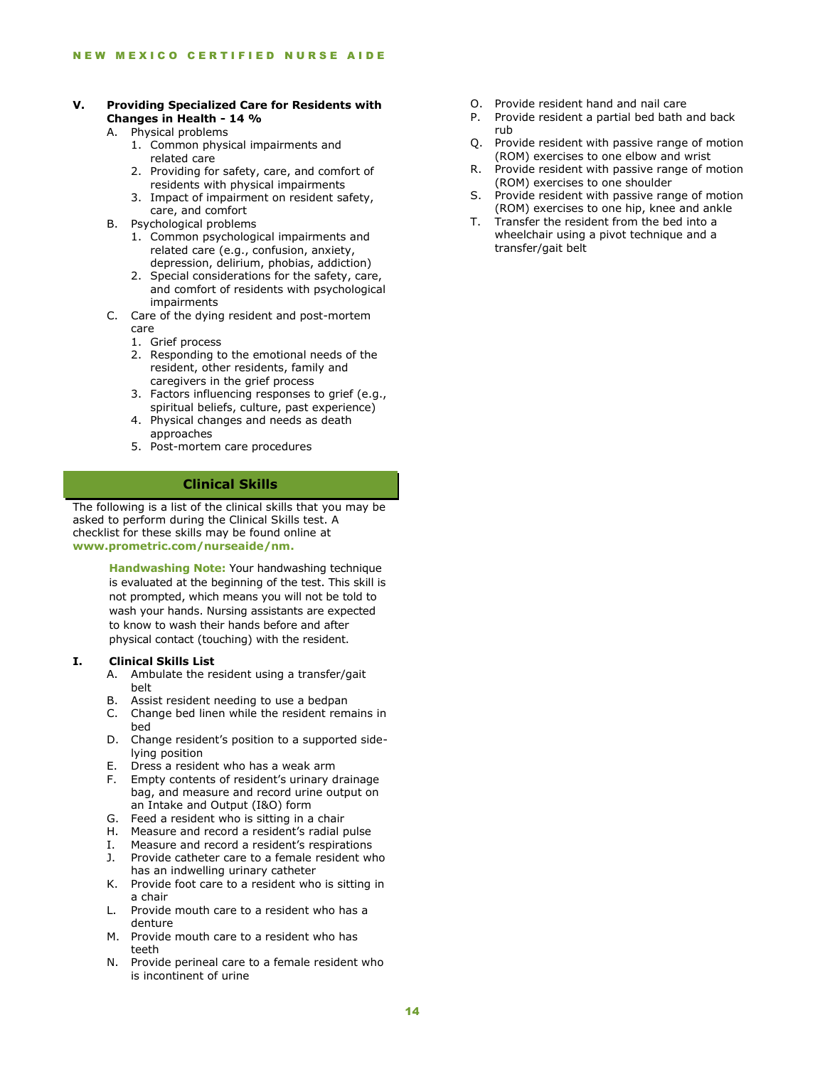**V. Providing Specialized Care for Residents with Changes in Health - 14 %**

A. Physical problems
   1. Common physical impairments and related care
   2. Providing for safety, care, and comfort of residents with physical impairments
   3. Impact of impairment on resident safety, care, and comfort

B. Psychological problems
   1. Common psychological impairments and related care (e.g., confusion, anxiety, depression, delirium, phobias, addiction)
   2. Special considerations for the safety, care, and comfort of residents with psychological impairments

C. Care of the dying resident and post-mortem care
   1. Grief process
   2. Responding to the emotional needs of the resident, other residents, family and caregivers in the grief process
   3. Factors influencing responses to grief (e.g., spiritual beliefs, culture, past experience)
   4. Physical changes and needs as death approaches
   5. Post-mortem care procedures

## Clinical Skills

The following is a list of the clinical skills that you may be asked to perform during the Clinical Skills test. A checklist for these skills may be found online at **www.prometric.com/nurseaide/nm.**

**Handwashing Note:** Your handwashing technique is evaluated at the beginning of the test. This skill is not prompted, which means you will not be told to wash your hands. Nursing assistants are expected to know to wash their hands before and after physical contact (touching) with the resident.

**I. Clinical Skills List**

A. Ambulate the resident using a transfer/gait belt
B. Assist resident needing to use a bedpan
C. Change bed linen while the resident remains in bed
D. Change resident's position to a supported side-lying position
E. Dress a resident who has a weak arm
F. Empty contents of resident's urinary drainage bag, and measure and record urine output on an Intake and Output (I&O) form
G. Feed a resident who is sitting in a chair
H. Measure and record a resident's radial pulse
I. Measure and record a resident's respirations
J. Provide catheter care to a female resident who has an indwelling urinary catheter
K. Provide foot care to a resident who is sitting in a chair
L. Provide mouth care to a resident who has a denture
M. Provide mouth care to a resident who has teeth
N. Provide perineal care to a female resident who is incontinent of urine
O. Provide resident hand and nail care
P. Provide resident a partial bed bath and back rub
Q. Provide resident with passive range of motion (ROM) exercises to one elbow and wrist
R. Provide resident with passive range of motion (ROM) exercises to one shoulder
S. Provide resident with passive range of motion (ROM) exercises to one hip, knee and ankle
T. Transfer the resident from the bed into a wheelchair using a pivot technique and a transfer/gait belt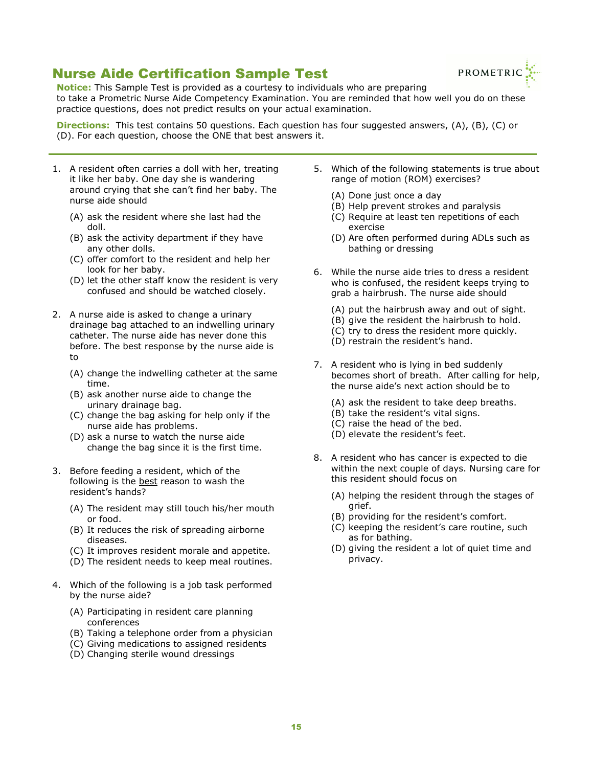# Nurse Aide Certification Sample Test

**Notice:** This Sample Test is provided as a courtesy to individuals who are preparing to take a Prometric Nurse Aide Competency Examination. You are reminded that how well you do on these practice questions, does not predict results on your actual examination.

**Directions:** This test contains 50 questions. Each question has four suggested answers, (A), (B), (C) or (D). For each question, choose the ONE that best answers it.

---

1. A resident often carries a doll with her, treating it like her baby. One day she is wandering around crying that she can't find her baby. The nurse aide should

   (A) ask the resident where she last had the doll.
   (B) ask the activity department if they have any other dolls.
   (C) offer comfort to the resident and help her look for her baby.
   (D) let the other staff know the resident is very confused and should be watched closely.

2. A nurse aide is asked to change a urinary drainage bag attached to an indwelling urinary catheter. The nurse aide has never done this before. The best response by the nurse aide is to

   (A) change the indwelling catheter at the same time.
   (B) ask another nurse aide to change the urinary drainage bag.
   (C) change the bag asking for help only if the nurse aide has problems.
   (D) ask a nurse to watch the nurse aide change the bag since it is the first time.

3. Before feeding a resident, which of the following is the <u>best</u> reason to wash the resident's hands?

   (A) The resident may still touch his/her mouth or food.
   (B) It reduces the risk of spreading airborne diseases.
   (C) It improves resident morale and appetite.
   (D) The resident needs to keep meal routines.

4. Which of the following is a job task performed by the nurse aide?

   (A) Participating in resident care planning conferences
   (B) Taking a telephone order from a physician
   (C) Giving medications to assigned residents
   (D) Changing sterile wound dressings

5. Which of the following statements is true about range of motion (ROM) exercises?

   (A) Done just once a day
   (B) Help prevent strokes and paralysis
   (C) Require at least ten repetitions of each exercise
   (D) Are often performed during ADLs such as bathing or dressing

6. While the nurse aide tries to dress a resident who is confused, the resident keeps trying to grab a hairbrush. The nurse aide should

   (A) put the hairbrush away and out of sight.
   (B) give the resident the hairbrush to hold.
   (C) try to dress the resident more quickly.
   (D) restrain the resident's hand.

7. A resident who is lying in bed suddenly becomes short of breath. After calling for help, the nurse aide's next action should be to

   (A) ask the resident to take deep breaths.
   (B) take the resident's vital signs.
   (C) raise the head of the bed.
   (D) elevate the resident's feet.

8. A resident who has cancer is expected to die within the next couple of days. Nursing care for this resident should focus on

   (A) helping the resident through the stages of grief.
   (B) providing for the resident's comfort.
   (C) keeping the resident's care routine, such as for bathing.
   (D) giving the resident a lot of quiet time and privacy.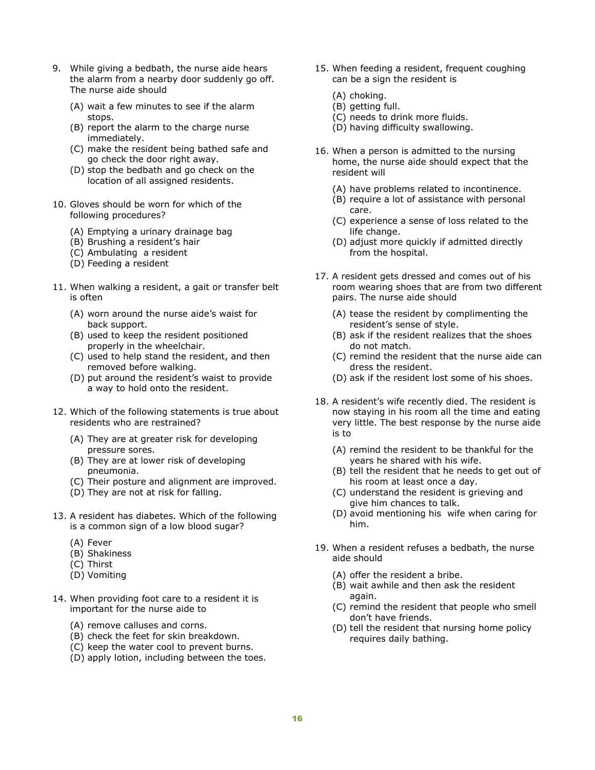9. While giving a bedbath, the nurse aide hears the alarm from a nearby door suddenly go off. The nurse aide should

   (A) wait a few minutes to see if the alarm stops.
   (B) report the alarm to the charge nurse immediately.
   (C) make the resident being bathed safe and go check the door right away.
   (D) stop the bedbath and go check on the location of all assigned residents.

10. Gloves should be worn for which of the following procedures?

   (A) Emptying a urinary drainage bag
   (B) Brushing a resident's hair
   (C) Ambulating a resident
   (D) Feeding a resident

11. When walking a resident, a gait or transfer belt is often

   (A) worn around the nurse aide's waist for back support.
   (B) used to keep the resident positioned properly in the wheelchair.
   (C) used to help stand the resident, and then removed before walking.
   (D) put around the resident's waist to provide a way to hold onto the resident.

12. Which of the following statements is true about residents who are restrained?

   (A) They are at greater risk for developing pressure sores.
   (B) They are at lower risk of developing pneumonia.
   (C) Their posture and alignment are improved.
   (D) They are not at risk for falling.

13. A resident has diabetes. Which of the following is a common sign of a low blood sugar?

   (A) Fever
   (B) Shakiness
   (C) Thirst
   (D) Vomiting

14. When providing foot care to a resident it is important for the nurse aide to

   (A) remove calluses and corns.
   (B) check the feet for skin breakdown.
   (C) keep the water cool to prevent burns.
   (D) apply lotion, including between the toes.

15. When feeding a resident, frequent coughing can be a sign the resident is

   (A) choking.
   (B) getting full.
   (C) needs to drink more fluids.
   (D) having difficulty swallowing.

16. When a person is admitted to the nursing home, the nurse aide should expect that the resident will

   (A) have problems related to incontinence.
   (B) require a lot of assistance with personal care.
   (C) experience a sense of loss related to the life change.
   (D) adjust more quickly if admitted directly from the hospital.

17. A resident gets dressed and comes out of his room wearing shoes that are from two different pairs. The nurse aide should

   (A) tease the resident by complimenting the resident's sense of style.
   (B) ask if the resident realizes that the shoes do not match.
   (C) remind the resident that the nurse aide can dress the resident.
   (D) ask if the resident lost some of his shoes.

18. A resident's wife recently died. The resident is now staying in his room all the time and eating very little. The best response by the nurse aide is to

   (A) remind the resident to be thankful for the years he shared with his wife.
   (B) tell the resident that he needs to get out of his room at least once a day.
   (C) understand the resident is grieving and give him chances to talk.
   (D) avoid mentioning his wife when caring for him.

19. When a resident refuses a bedbath, the nurse aide should

   (A) offer the resident a bribe.
   (B) wait awhile and then ask the resident again.
   (C) remind the resident that people who smell don't have friends.
   (D) tell the resident that nursing home policy requires daily bathing.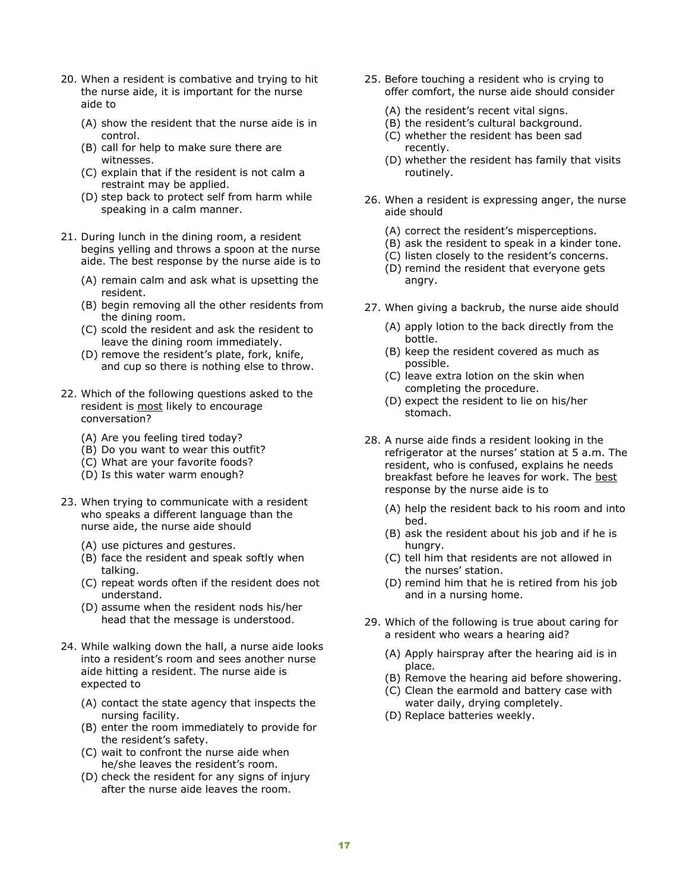20. When a resident is combative and trying to hit the nurse aide, it is important for the nurse aide to

    (A) show the resident that the nurse aide is in control.
    (B) call for help to make sure there are witnesses.
    (C) explain that if the resident is not calm a restraint may be applied.
    (D) step back to protect self from harm while speaking in a calm manner.

21. During lunch in the dining room, a resident begins yelling and throws a spoon at the nurse aide. The best response by the nurse aide is to

    (A) remain calm and ask what is upsetting the resident.
    (B) begin removing all the other residents from the dining room.
    (C) scold the resident and ask the resident to leave the dining room immediately.
    (D) remove the resident's plate, fork, knife, and cup so there is nothing else to throw.

22. Which of the following questions asked to the resident is <u>most</u> likely to encourage conversation?

    (A) Are you feeling tired today?
    (B) Do you want to wear this outfit?
    (C) What are your favorite foods?
    (D) Is this water warm enough?

23. When trying to communicate with a resident who speaks a different language than the nurse aide, the nurse aide should

    (A) use pictures and gestures.
    (B) face the resident and speak softly when talking.
    (C) repeat words often if the resident does not understand.
    (D) assume when the resident nods his/her head that the message is understood.

24. While walking down the hall, a nurse aide looks into a resident's room and sees another nurse aide hitting a resident. The nurse aide is expected to

    (A) contact the state agency that inspects the nursing facility.
    (B) enter the room immediately to provide for the resident's safety.
    (C) wait to confront the nurse aide when he/she leaves the resident's room.
    (D) check the resident for any signs of injury after the nurse aide leaves the room.

25. Before touching a resident who is crying to offer comfort, the nurse aide should consider

    (A) the resident's recent vital signs.
    (B) the resident's cultural background.
    (C) whether the resident has been sad recently.
    (D) whether the resident has family that visits routinely.

26. When a resident is expressing anger, the nurse aide should

    (A) correct the resident's misperceptions.
    (B) ask the resident to speak in a kinder tone.
    (C) listen closely to the resident's concerns.
    (D) remind the resident that everyone gets angry.

27. When giving a backrub, the nurse aide should

    (A) apply lotion to the back directly from the bottle.
    (B) keep the resident covered as much as possible.
    (C) leave extra lotion on the skin when completing the procedure.
    (D) expect the resident to lie on his/her stomach.

28. A nurse aide finds a resident looking in the refrigerator at the nurses' station at 5 a.m. The resident, who is confused, explains he needs breakfast before he leaves for work. The <u>best</u> response by the nurse aide is to

    (A) help the resident back to his room and into bed.
    (B) ask the resident about his job and if he is hungry.
    (C) tell him that residents are not allowed in the nurses' station.
    (D) remind him that he is retired from his job and in a nursing home.

29. Which of the following is true about caring for a resident who wears a hearing aid?

    (A) Apply hairspray after the hearing aid is in place.
    (B) Remove the hearing aid before showering.
    (C) Clean the earmold and battery case with water daily, drying completely.
    (D) Replace batteries weekly.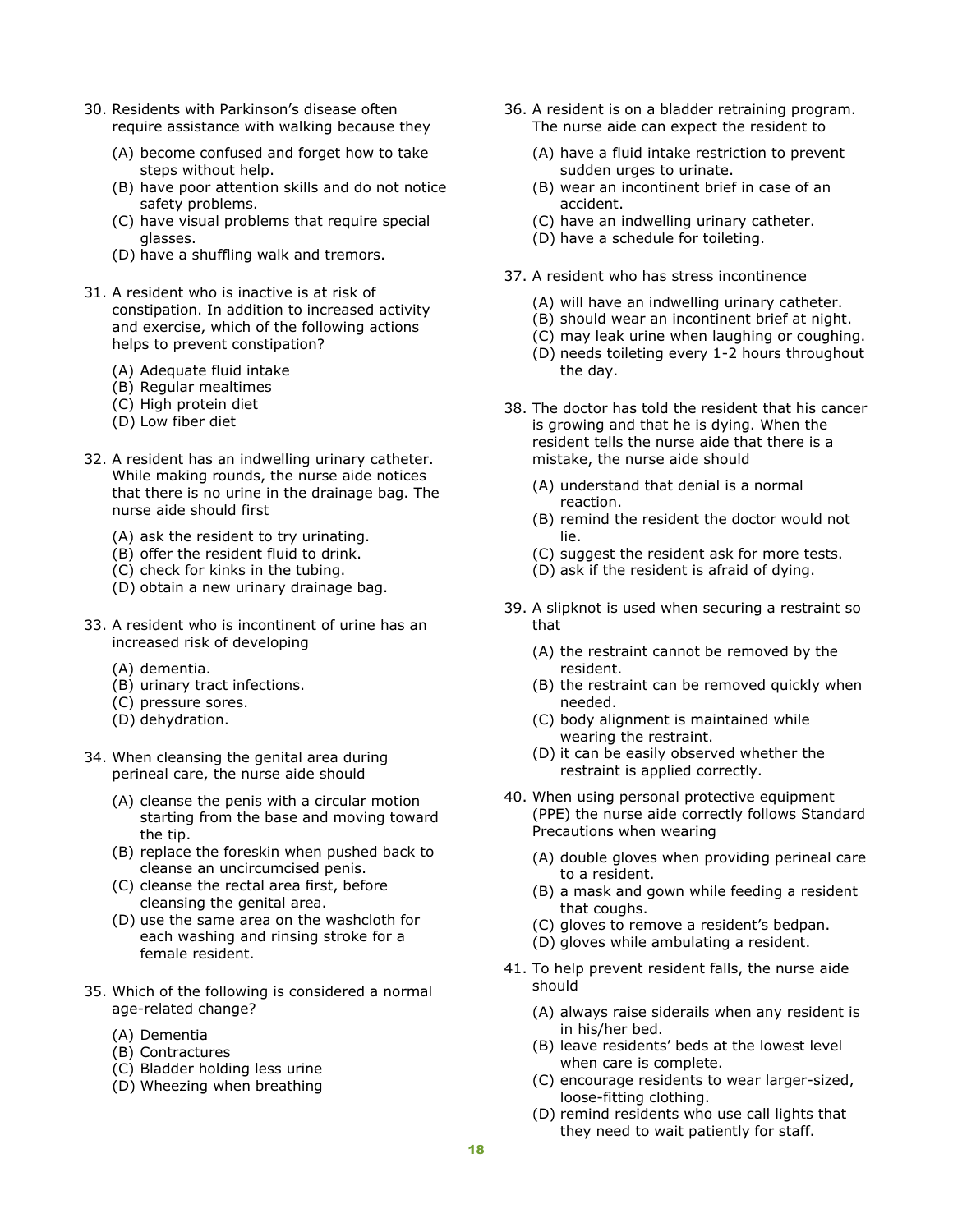30. Residents with Parkinson's disease often require assistance with walking because they

    (A) become confused and forget how to take steps without help.
    (B) have poor attention skills and do not notice safety problems.
    (C) have visual problems that require special glasses.
    (D) have a shuffling walk and tremors.

31. A resident who is inactive is at risk of constipation. In addition to increased activity and exercise, which of the following actions helps to prevent constipation?

    (A) Adequate fluid intake
    (B) Regular mealtimes
    (C) High protein diet
    (D) Low fiber diet

32. A resident has an indwelling urinary catheter. While making rounds, the nurse aide notices that there is no urine in the drainage bag. The nurse aide should first

    (A) ask the resident to try urinating.
    (B) offer the resident fluid to drink.
    (C) check for kinks in the tubing.
    (D) obtain a new urinary drainage bag.

33. A resident who is incontinent of urine has an increased risk of developing

    (A) dementia.
    (B) urinary tract infections.
    (C) pressure sores.
    (D) dehydration.

34. When cleansing the genital area during perineal care, the nurse aide should

    (A) cleanse the penis with a circular motion starting from the base and moving toward the tip.
    (B) replace the foreskin when pushed back to cleanse an uncircumcised penis.
    (C) cleanse the rectal area first, before cleansing the genital area.
    (D) use the same area on the washcloth for each washing and rinsing stroke for a female resident.

35. Which of the following is considered a normal age-related change?

    (A) Dementia
    (B) Contractures
    (C) Bladder holding less urine
    (D) Wheezing when breathing

36. A resident is on a bladder retraining program. The nurse aide can expect the resident to

    (A) have a fluid intake restriction to prevent sudden urges to urinate.
    (B) wear an incontinent brief in case of an accident.
    (C) have an indwelling urinary catheter.
    (D) have a schedule for toileting.

37. A resident who has stress incontinence

    (A) will have an indwelling urinary catheter.
    (B) should wear an incontinent brief at night.
    (C) may leak urine when laughing or coughing.
    (D) needs toileting every 1-2 hours throughout the day.

38. The doctor has told the resident that his cancer is growing and that he is dying. When the resident tells the nurse aide that there is a mistake, the nurse aide should

    (A) understand that denial is a normal reaction.
    (B) remind the resident the doctor would not lie.
    (C) suggest the resident ask for more tests.
    (D) ask if the resident is afraid of dying.

39. A slipknot is used when securing a restraint so that

    (A) the restraint cannot be removed by the resident.
    (B) the restraint can be removed quickly when needed.
    (C) body alignment is maintained while wearing the restraint.
    (D) it can be easily observed whether the restraint is applied correctly.

40. When using personal protective equipment (PPE) the nurse aide correctly follows Standard Precautions when wearing

    (A) double gloves when providing perineal care to a resident.
    (B) a mask and gown while feeding a resident that coughs.
    (C) gloves to remove a resident's bedpan.
    (D) gloves while ambulating a resident.

41. To help prevent resident falls, the nurse aide should

    (A) always raise siderails when any resident is in his/her bed.
    (B) leave residents' beds at the lowest level when care is complete.
    (C) encourage residents to wear larger-sized, loose-fitting clothing.
    (D) remind residents who use call lights that they need to wait patiently for staff.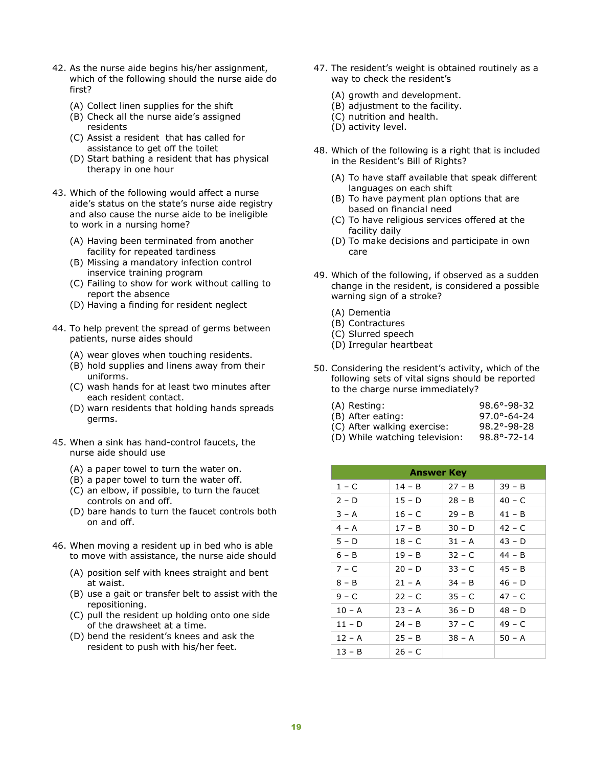42. As the nurse aide begins his/her assignment, which of the following should the nurse aide do first?

   (A) Collect linen supplies for the shift
   (B) Check all the nurse aide's assigned residents
   (C) Assist a resident that has called for assistance to get off the toilet
   (D) Start bathing a resident that has physical therapy in one hour

43. Which of the following would affect a nurse aide's status on the state's nurse aide registry and also cause the nurse aide to be ineligible to work in a nursing home?

   (A) Having been terminated from another facility for repeated tardiness
   (B) Missing a mandatory infection control inservice training program
   (C) Failing to show for work without calling to report the absence
   (D) Having a finding for resident neglect

44. To help prevent the spread of germs between patients, nurse aides should

   (A) wear gloves when touching residents.
   (B) hold supplies and linens away from their uniforms.
   (C) wash hands for at least two minutes after each resident contact.
   (D) warn residents that holding hands spreads germs.

45. When a sink has hand-control faucets, the nurse aide should use

   (A) a paper towel to turn the water on.
   (B) a paper towel to turn the water off.
   (C) an elbow, if possible, to turn the faucet controls on and off.
   (D) bare hands to turn the faucet controls both on and off.

46. When moving a resident up in bed who is able to move with assistance, the nurse aide should

   (A) position self with knees straight and bent at waist.
   (B) use a gait or transfer belt to assist with the repositioning.
   (C) pull the resident up holding onto one side of the drawsheet at a time.
   (D) bend the resident's knees and ask the resident to push with his/her feet.

47. The resident's weight is obtained routinely as a way to check the resident's

   (A) growth and development.
   (B) adjustment to the facility.
   (C) nutrition and health.
   (D) activity level.

48. Which of the following is a right that is included in the Resident's Bill of Rights?

   (A) To have staff available that speak different languages on each shift
   (B) To have payment plan options that are based on financial need
   (C) To have religious services offered at the facility daily
   (D) To make decisions and participate in own care

49. Which of the following, if observed as a sudden change in the resident, is considered a possible warning sign of a stroke?

   (A) Dementia
   (B) Contractures
   (C) Slurred speech
   (D) Irregular heartbeat

50. Considering the resident's activity, which of the following sets of vital signs should be reported to the charge nurse immediately?

   (A) Resting: 98.6°-98-32
   (B) After eating: 97.0°-64-24
   (C) After walking exercise: 98.2°-98-28
   (D) While watching television: 98.8°-72-14

| Answer Key | | | |
|---|---|---|---|
| 1 – C | 14 – B | 27 – B | 39 – B |
| 2 – D | 15 – D | 28 – B | 40 – C |
| 3 – A | 16 – C | 29 – B | 41 – B |
| 4 – A | 17 – B | 30 – D | 42 – C |
| 5 – D | 18 – C | 31 – A | 43 – D |
| 6 – B | 19 – B | 32 – C | 44 – B |
| 7 – C | 20 – D | 33 – C | 45 – B |
| 8 – B | 21 – A | 34 – B | 46 – D |
| 9 – C | 22 – C | 35 – C | 47 – C |
| 10 – A | 23 – A | 36 – D | 48 – D |
| 11 – D | 24 – B | 37 – C | 49 – C |
| 12 – A | 25 – B | 38 – A | 50 – A |
| 13 – B | 26 – C | | |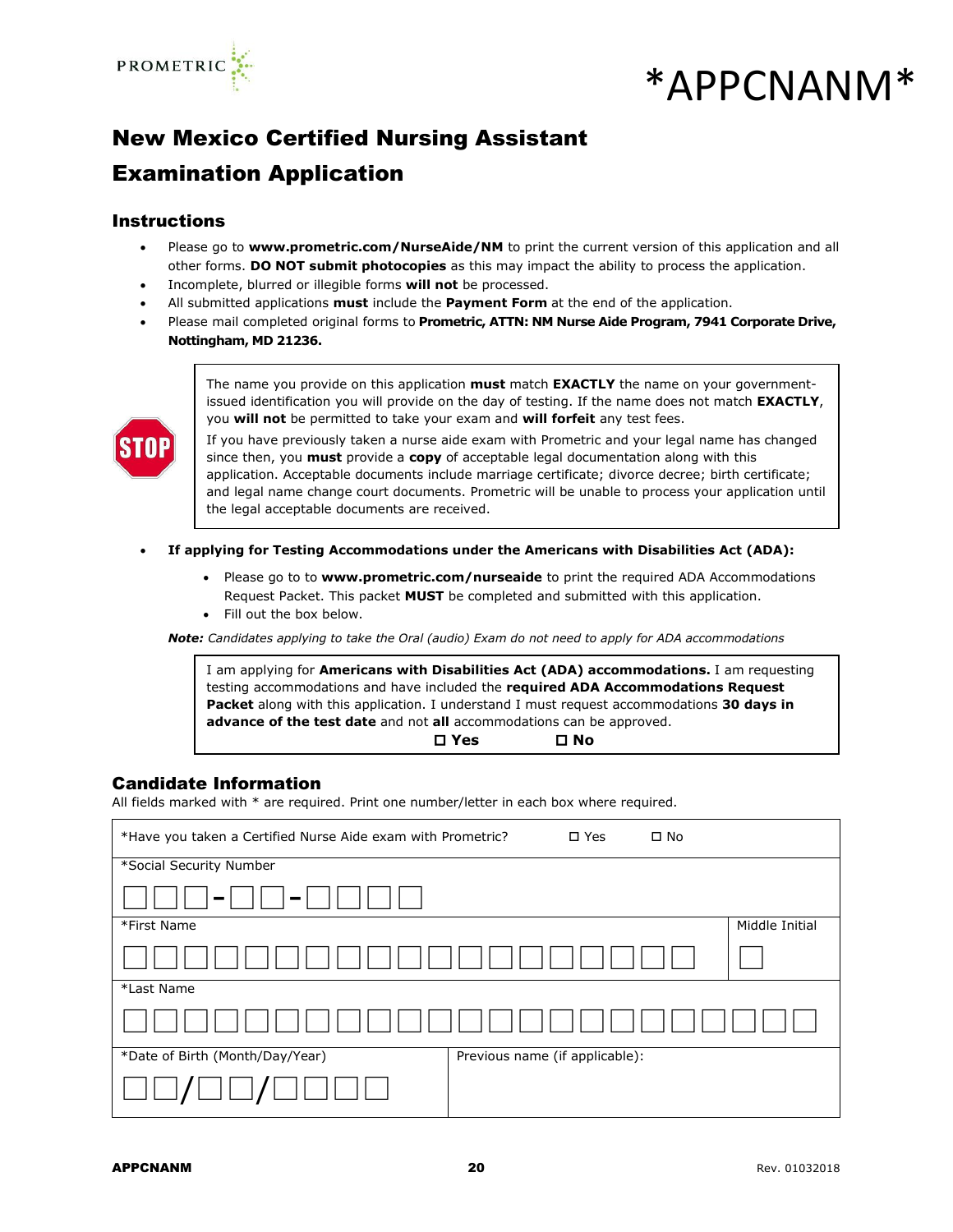*APPCNANM*

# New Mexico Certified Nursing Assistant Examination Application

## Instructions

- Please go to **www.prometric.com/NurseAide/NM** to print the current version of this application and all other forms. **DO NOT submit photocopies** as this may impact the ability to process the application.
- Incomplete, blurred or illegible forms **will not** be processed.
- All submitted applications **must** include the **Payment Form** at the end of the application.
- Please mail completed original forms to **Prometric, ATTN: NM Nurse Aide Program, 7941 Corporate Drive, Nottingham, MD 21236.**

> The name you provide on this application **must** match **EXACTLY** the name on your government-issued identification you will provide on the day of testing. If the name does not match **EXACTLY**, you **will not** be permitted to take your exam and **will forfeit** any test fees.
>
> If you have previously taken a nurse aide exam with Prometric and your legal name has changed since then, you **must** provide a **copy** of acceptable legal documentation along with this application. Acceptable documents include marriage certificate; divorce decree; birth certificate; and legal name change court documents. Prometric will be unable to process your application until the legal acceptable documents are received.

- **If applying for Testing Accommodations under the Americans with Disabilities Act (ADA):**
  - Please go to to **www.prometric.com/nurseaide** to print the required ADA Accommodations Request Packet. This packet **MUST** be completed and submitted with this application.
  - Fill out the box below.

***Note:*** *Candidates applying to take the Oral (audio) Exam do not need to apply for ADA accommodations*

> I am applying for **Americans with Disabilities Act (ADA) accommodations.** I am requesting testing accommodations and have included the **required ADA Accommodations Request Packet** along with this application. I understand I must request accommodations **30 days in advance of the test date** and not **all** accommodations can be approved.
>
> ☐ **Yes** ☐ **No**

## Candidate Information

All fields marked with * are required. Print one number/letter in each box where required.

| | |
|---|---|
| *Have you taken a Certified Nurse Aide exam with Prometric? ☐ Yes ☐ No | |
| *Social Security Number<br>☐☐☐-☐☐-☐☐☐☐ | |
| *First Name<br>☐☐☐☐☐☐☐☐☐☐☐☐☐☐☐☐☐☐☐ | Middle Initial<br>☐ |
| *Last Name<br>☐☐☐☐☐☐☐☐☐☐☐☐☐☐☐☐☐☐☐☐☐☐☐ | |
| *Date of Birth (Month/Day/Year)<br>☐☐/☐☐/☐☐☐☐ | Previous name (if applicable): |

APPCNANM

Rev. 01032018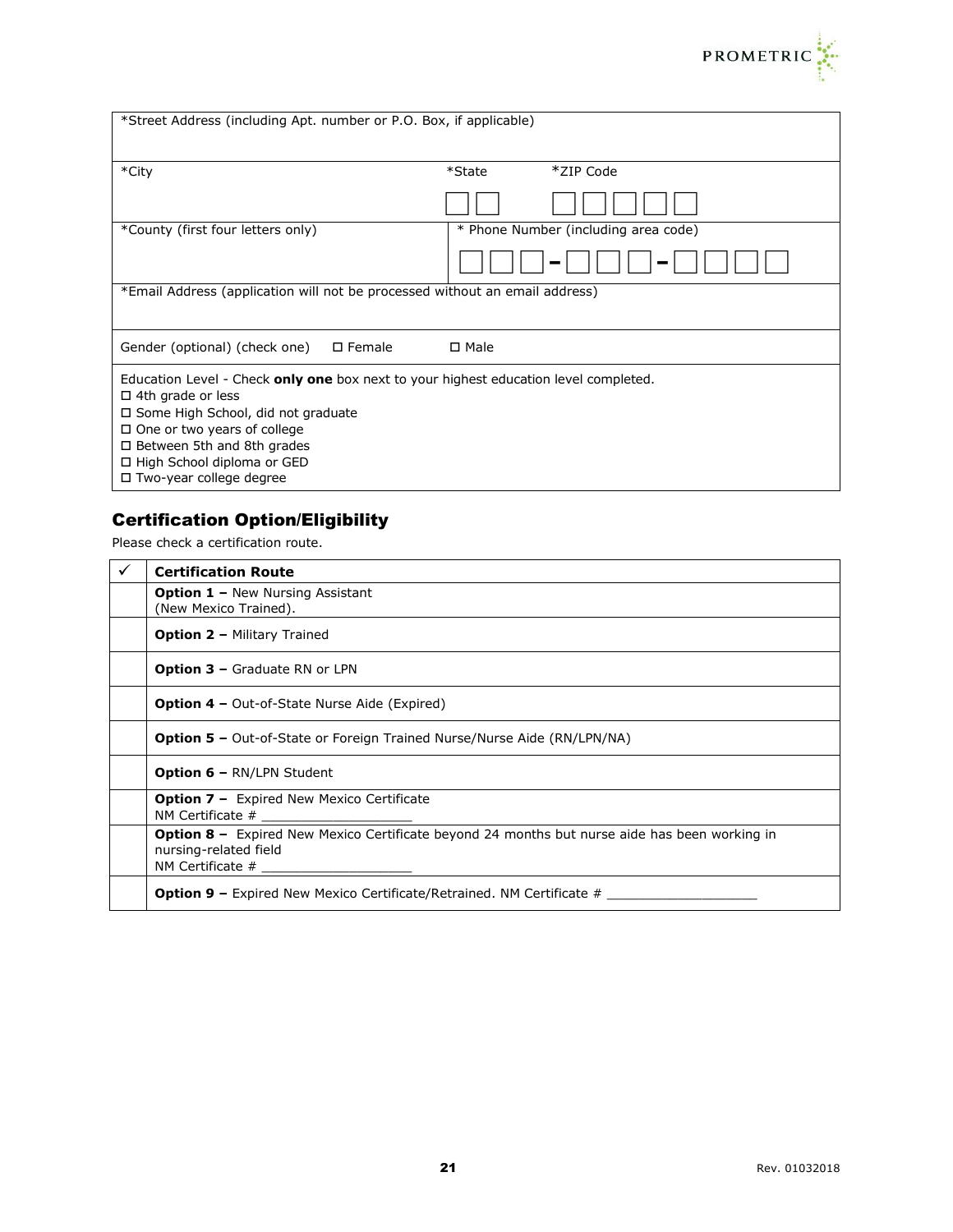| *Street Address (including Apt. number or P.O. Box, if applicable) | | |
|---|---|---|
| *City | *State | *ZIP Code |
| *County (first four letters only) | * Phone Number (including area code) | |
| *Email Address (application will not be processed without an email address) | | |
| Gender (optional) (check one) ☐ Female ☐ Male | | |

Education Level - Check **only one** box next to your highest education level completed.

☐ 4th grade or less
☐ Some High School, did not graduate
☐ One or two years of college
☐ Between 5th and 8th grades
☐ High School diploma or GED
☐ Two-year college degree

## Certification Option/Eligibility

Please check a certification route.

| ✓ | Certification Route |
|---|---|
| | **Option 1 –** New Nursing Assistant (New Mexico Trained). |
| | **Option 2 –** Military Trained |
| | **Option 3 –** Graduate RN or LPN |
| | **Option 4 –** Out-of-State Nurse Aide (Expired) |
| | **Option 5 –** Out-of-State or Foreign Trained Nurse/Nurse Aide (RN/LPN/NA) |
| | **Option 6 –** RN/LPN Student |
| | **Option 7 –** Expired New Mexico Certificate NM Certificate # ___________________ |
| | **Option 8 –** Expired New Mexico Certificate beyond 24 months but nurse aide has been working in nursing-related field NM Certificate # ___________________ |
| | **Option 9 –** Expired New Mexico Certificate/Retrained. NM Certificate # ___________________ |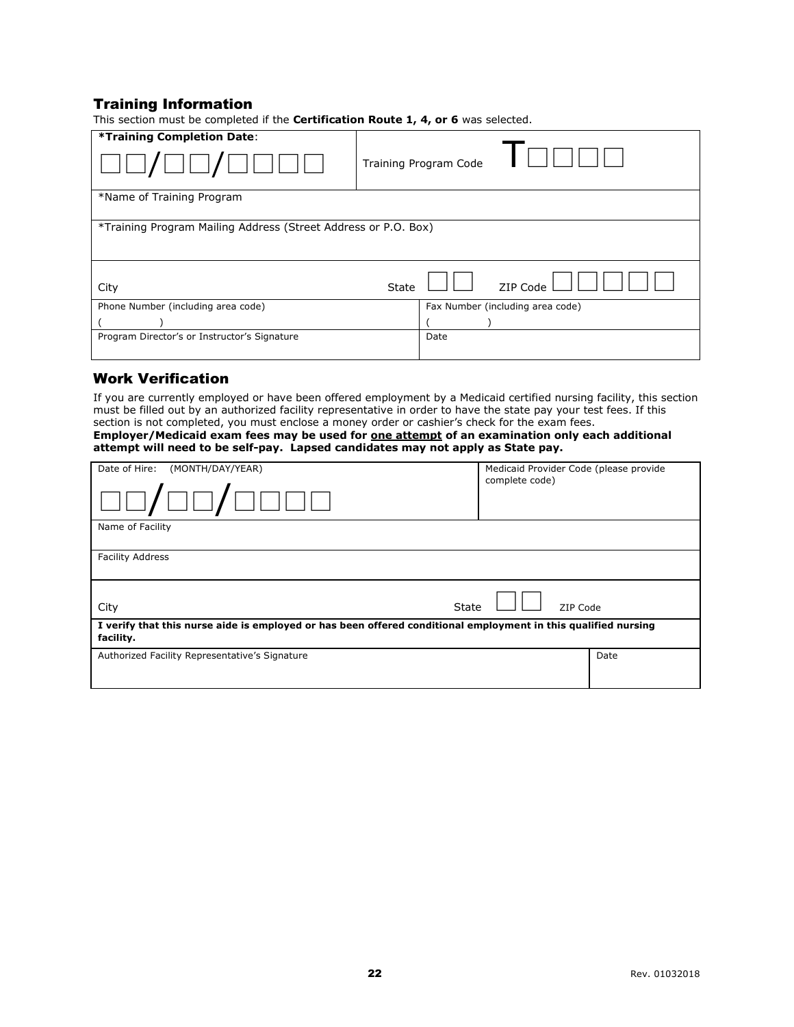## Training Information

This section must be completed if the **Certification Route 1, 4, or 6** was selected.

| **\*Training Completion Date**: ☐☐/☐☐/☐☐☐☐ | Training Program Code T☐☐☐☐ |
|---|---|
| \*Name of Training Program | |
| \*Training Program Mailing Address (Street Address or P.O. Box) | |
| City State ☐☐ | ZIP Code ☐☐☐☐☐ |
| Phone Number (including area code) ( ) | Fax Number (including area code) ( ) |
| Program Director's or Instructor's Signature | Date |

## Work Verification

If you are currently employed or have been offered employment by a Medicaid certified nursing facility, this section must be filled out by an authorized facility representative in order to have the state pay your test fees. If this section is not completed, you must enclose a money order or cashier's check for the exam fees.
**Employer/Medicaid exam fees may be used for one attempt of an examination only each additional attempt will need to be self-pay. Lapsed candidates may not apply as State pay.**

| Date of Hire: (MONTH/DAY/YEAR) ☐☐/☐☐/☐☐☐☐ | Medicaid Provider Code (please provide complete code) |
|---|---|
| Name of Facility | |
| Facility Address | |
| City State ☐☐ | ZIP Code |
| **I verify that this nurse aide is employed or has been offered conditional employment in this qualified nursing facility.** | |
| Authorized Facility Representative's Signature | Date |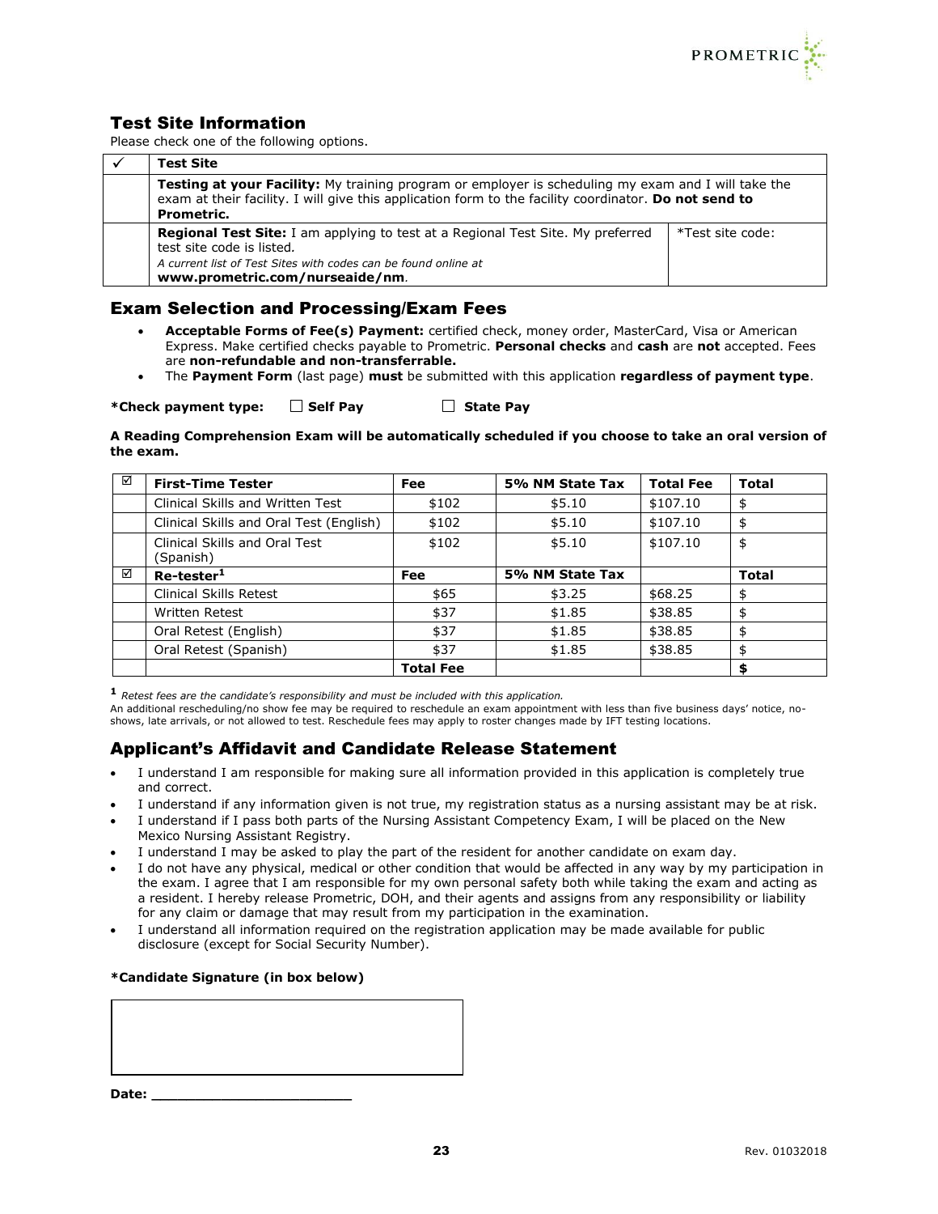## Test Site Information

Please check one of the following options.

| ✓ | Test Site | |
|---|---|---|
| | **Testing at your Facility:** My training program or employer is scheduling my exam and I will take the exam at their facility. I will give this application form to the facility coordinator. **Do not send to Prometric.** | |
| | **Regional Test Site:** I am applying to test at a Regional Test Site. My preferred test site code is listed. *A current list of Test Sites with codes can be found online at* **www.prometric.com/nurseaide/nm**. | *Test site code: |

## Exam Selection and Processing/Exam Fees

- **Acceptable Forms of Fee(s) Payment:** certified check, money order, MasterCard, Visa or American Express. Make certified checks payable to Prometric. **Personal checks** and **cash** are **not** accepted. Fees are **non-refundable and non-transferrable.**
- The **Payment Form** (last page) **must** be submitted with this application **regardless of payment type**.

**\*Check payment type:** ☐ **Self Pay** ☐ **State Pay**

**A Reading Comprehension Exam will be automatically scheduled if you choose to take an oral version of the exam.**

| ☑ | First-Time Tester | Fee | 5% NM State Tax | Total Fee | Total |
|---|---|---|---|---|---|
| | Clinical Skills and Written Test | $102 | $5.10 | $107.10 | $ |
| | Clinical Skills and Oral Test (English) | $102 | $5.10 | $107.10 | $ |
| | Clinical Skills and Oral Test (Spanish) | $102 | $5.10 | $107.10 | $ |
| ☑ | **Re-tester**[1] | **Fee** | **5% NM State Tax** | | **Total** |
| | Clinical Skills Retest | $65 | $3.25 | $68.25 | $ |
| | Written Retest | $37 | $1.85 | $38.85 | $ |
| | Oral Retest (English) | $37 | $1.85 | $38.85 | $ |
| | Oral Retest (Spanish) | $37 | $1.85 | $38.85 | $ |
| | | **Total Fee** | | | **$** |

[1] *Retest fees are the candidate's responsibility and must be included with this application.*

An additional rescheduling/no show fee may be required to reschedule an exam appointment with less than five business days' notice, no-shows, late arrivals, or not allowed to test. Reschedule fees may apply to roster changes made by IFT testing locations.

## Applicant's Affidavit and Candidate Release Statement

- I understand I am responsible for making sure all information provided in this application is completely true and correct.
- I understand if any information given is not true, my registration status as a nursing assistant may be at risk.
- I understand if I pass both parts of the Nursing Assistant Competency Exam, I will be placed on the New Mexico Nursing Assistant Registry.
- I understand I may be asked to play the part of the resident for another candidate on exam day.
- I do not have any physical, medical or other condition that would be affected in any way by my participation in the exam. I agree that I am responsible for my own personal safety both while taking the exam and acting as a resident. I hereby release Prometric, DOH, and their agents and assigns from any responsibility or liability for any claim or damage that may result from my participation in the examination.
- I understand all information required on the registration application may be made available for public disclosure (except for Social Security Number).

**\*Candidate Signature (in box below)**

**Date:** ________________________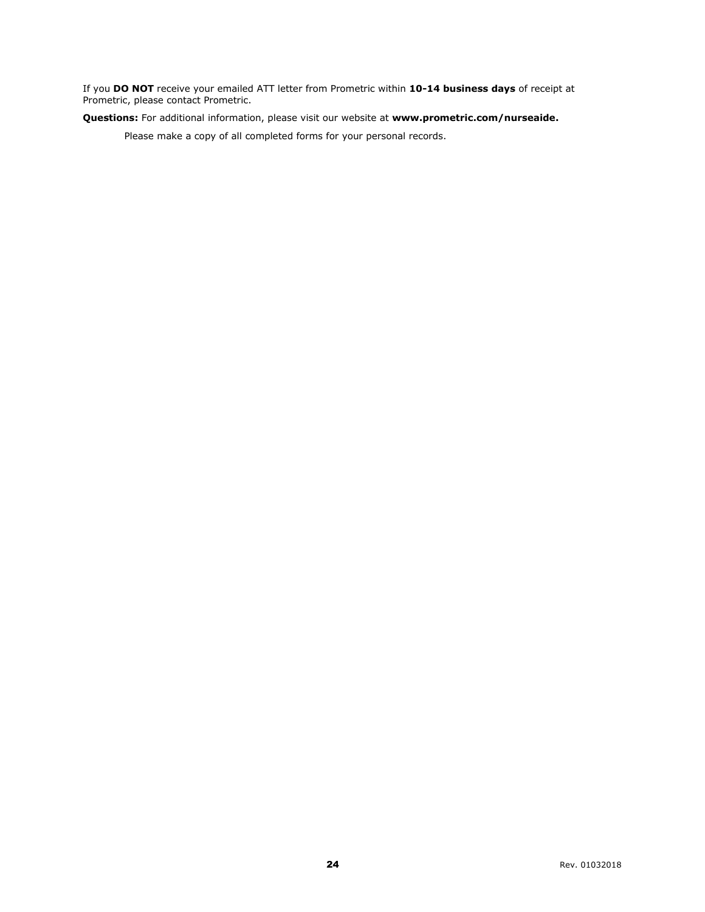If you **DO NOT** receive your emailed ATT letter from Prometric within **10-14 business days** of receipt at Prometric, please contact Prometric.

**Questions:** For additional information, please visit our website at **www.prometric.com/nurseaide.**

Please make a copy of all completed forms for your personal records.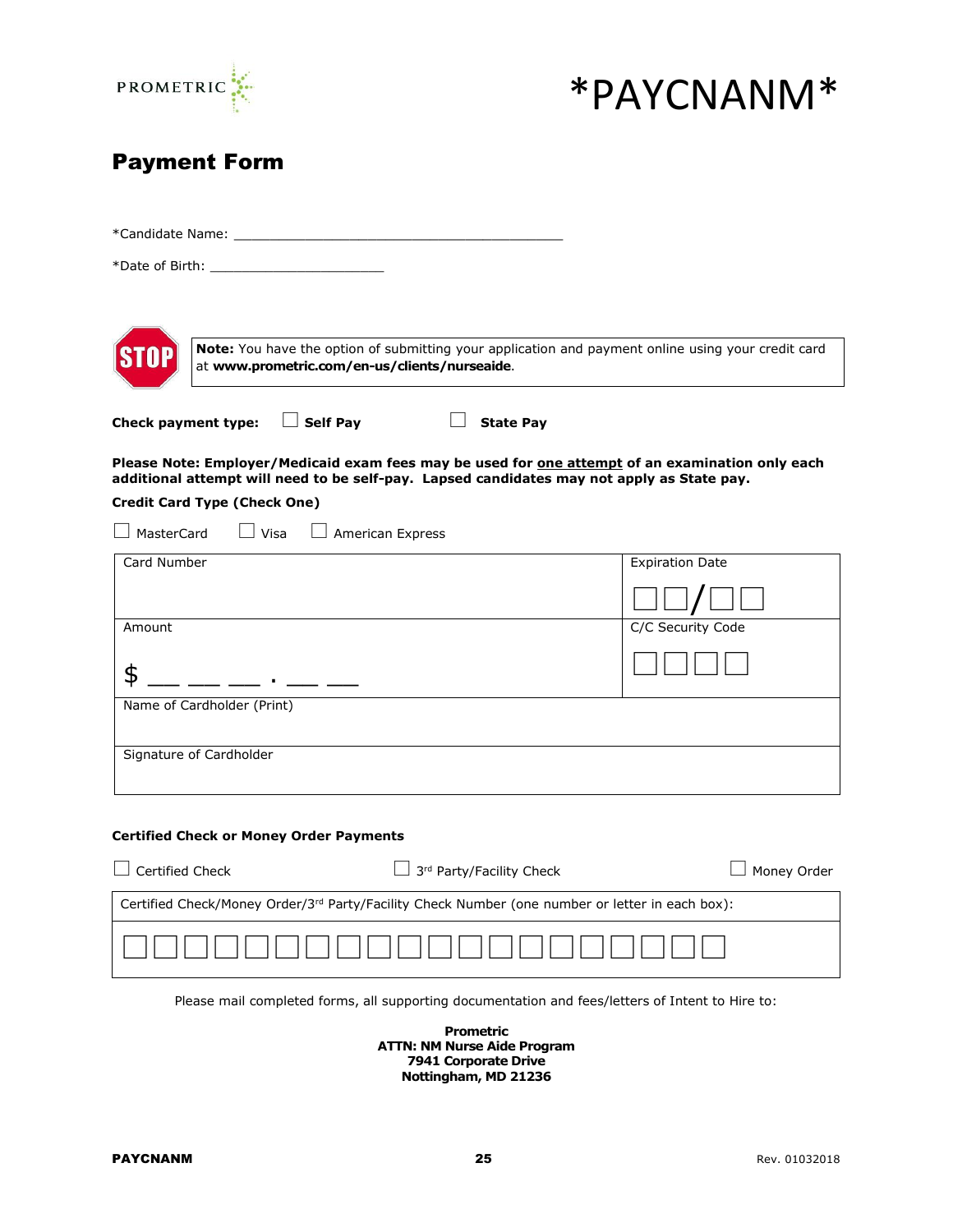PROMETRIC

*PAYCNANM*

# Payment Form

*Candidate Name: ________________________________________

*Date of Birth: ______________________

STOP

**Note:** You have the option of submitting your application and payment online using your credit card at **www.prometric.com/en-us/clients/nurseaide**.

**Check payment type:** ☐ **Self Pay** ☐ **State Pay**

**Please Note: Employer/Medicaid exam fees may be used for <u>one attempt</u> of an examination only each additional attempt will need to be self-pay. Lapsed candidates may not apply as State pay.**

**Credit Card Type (Check One)**

☐ MasterCard ☐ Visa ☐ American Express

| | |
|---|---|
| Card Number | Expiration Date<br>☐☐/☐☐ |
| Amount<br>$ __ __ __ . __ __ | C/C Security Code<br>☐☐☐☐ |
| Name of Cardholder (Print) | |
| Signature of Cardholder | |

**Certified Check or Money Order Payments**

☐ Certified Check ☐ 3rd Party/Facility Check ☐ Money Order

| |
|---|
| Certified Check/Money Order/3rd Party/Facility Check Number (one number or letter in each box): |
| ☐☐☐☐☐☐☐☐☐☐☐☐☐☐☐☐☐☐☐☐ |

Please mail completed forms, all supporting documentation and fees/letters of Intent to Hire to:

**Prometric**
**ATTN: NM Nurse Aide Program**
**7941 Corporate Drive**
**Nottingham, MD 21236**

**PAYCNANM** Rev. 01032018